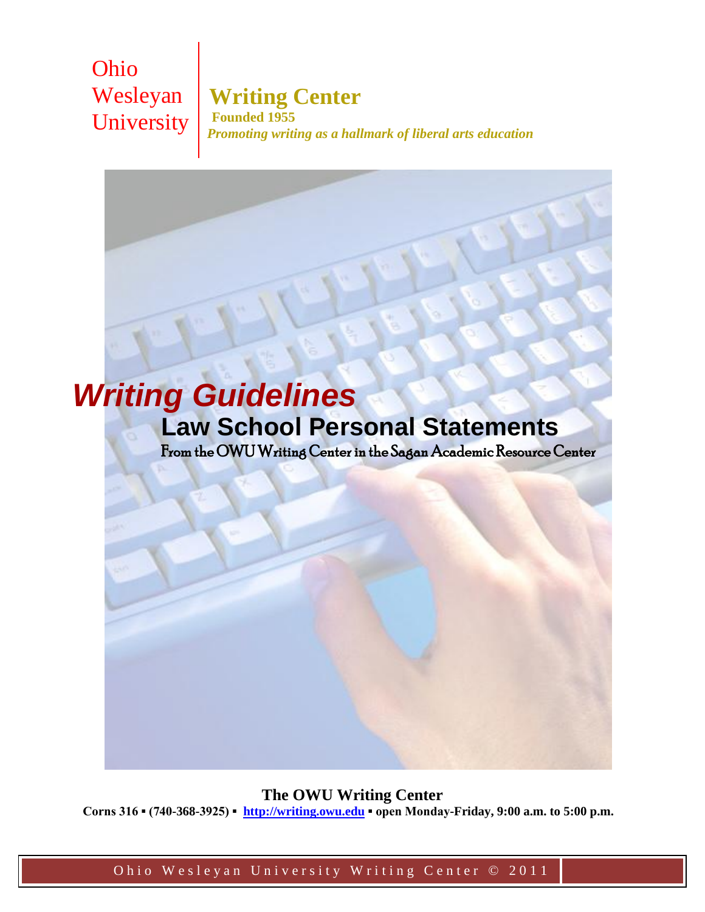Ohio
Wesleyan
University

**Writing Center**

**Founded 1955**

***Promoting writing as a hallmark of liberal arts education***

# *Writing Guidelines*

## Law School Personal Statements

From the OWU Writing Center in the Sagan Academic Resource Center

**The OWU Writing Center**

**Corns 316 ▪ (740-368-3925) ▪ http://writing.owu.edu ▪ open Monday-Friday, 9:00 a.m. to 5:00 p.m.**

Ohio Wesleyan University Writing Center © 2011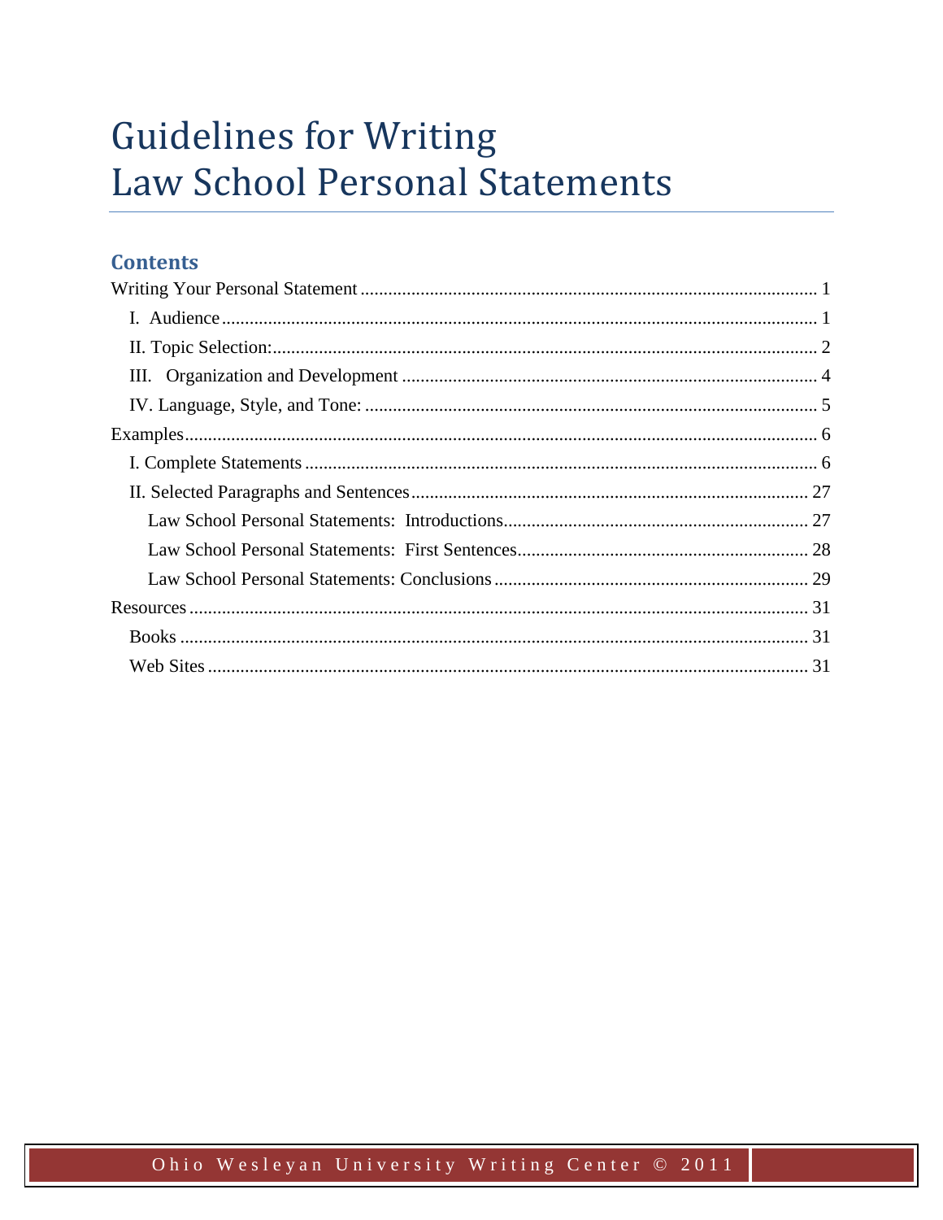# Guidelines for Writing Law School Personal Statements

## Contents

Writing Your Personal Statement ........ 1
- I. Audience ........ 1
- II. Topic Selection: ........ 2
- III. Organization and Development ........ 4
- IV. Language, Style, and Tone: ........ 5

Examples ........ 6
- I. Complete Statements ........ 6
- II. Selected Paragraphs and Sentences ........ 27
  - Law School Personal Statements: Introductions ........ 27
  - Law School Personal Statements: First Sentences ........ 28
  - Law School Personal Statements: Conclusions ........ 29

Resources ........ 31
- Books ........ 31
- Web Sites ........ 31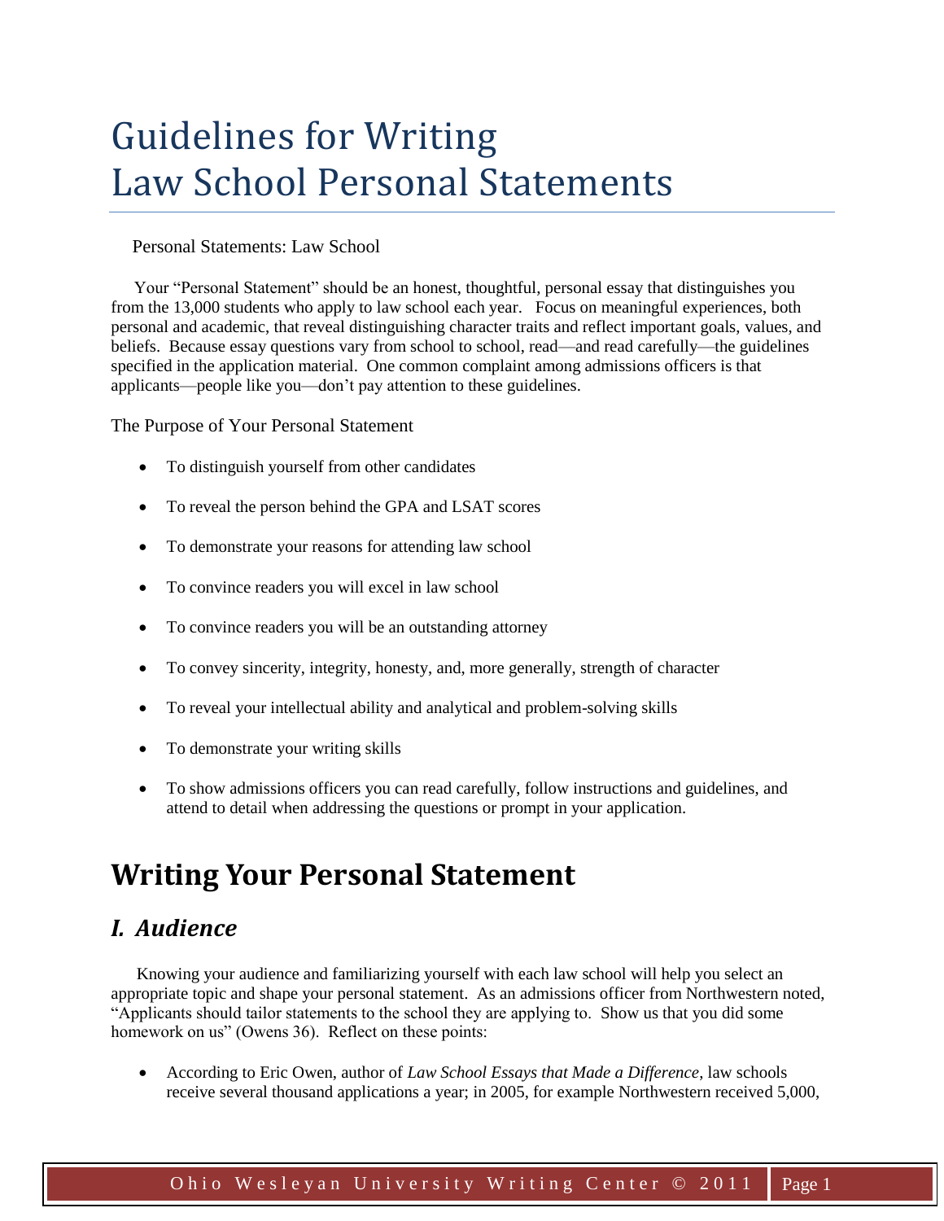# Guidelines for Writing Law School Personal Statements

Personal Statements: Law School

Your "Personal Statement" should be an honest, thoughtful, personal essay that distinguishes you from the 13,000 students who apply to law school each year. Focus on meaningful experiences, both personal and academic, that reveal distinguishing character traits and reflect important goals, values, and beliefs. Because essay questions vary from school to school, read—and read carefully—the guidelines specified in the application material. One common complaint among admissions officers is that applicants—people like you—don't pay attention to these guidelines.

The Purpose of Your Personal Statement

- To distinguish yourself from other candidates
- To reveal the person behind the GPA and LSAT scores
- To demonstrate your reasons for attending law school
- To convince readers you will excel in law school
- To convince readers you will be an outstanding attorney
- To convey sincerity, integrity, honesty, and, more generally, strength of character
- To reveal your intellectual ability and analytical and problem-solving skills
- To demonstrate your writing skills
- To show admissions officers you can read carefully, follow instructions and guidelines, and attend to detail when addressing the questions or prompt in your application.

## Writing Your Personal Statement

### *I. Audience*

Knowing your audience and familiarizing yourself with each law school will help you select an appropriate topic and shape your personal statement. As an admissions officer from Northwestern noted, "Applicants should tailor statements to the school they are applying to. Show us that you did some homework on us" (Owens 36). Reflect on these points:

- According to Eric Owen, author of *Law School Essays that Made a Difference*, law schools receive several thousand applications a year; in 2005, for example Northwestern received 5,000,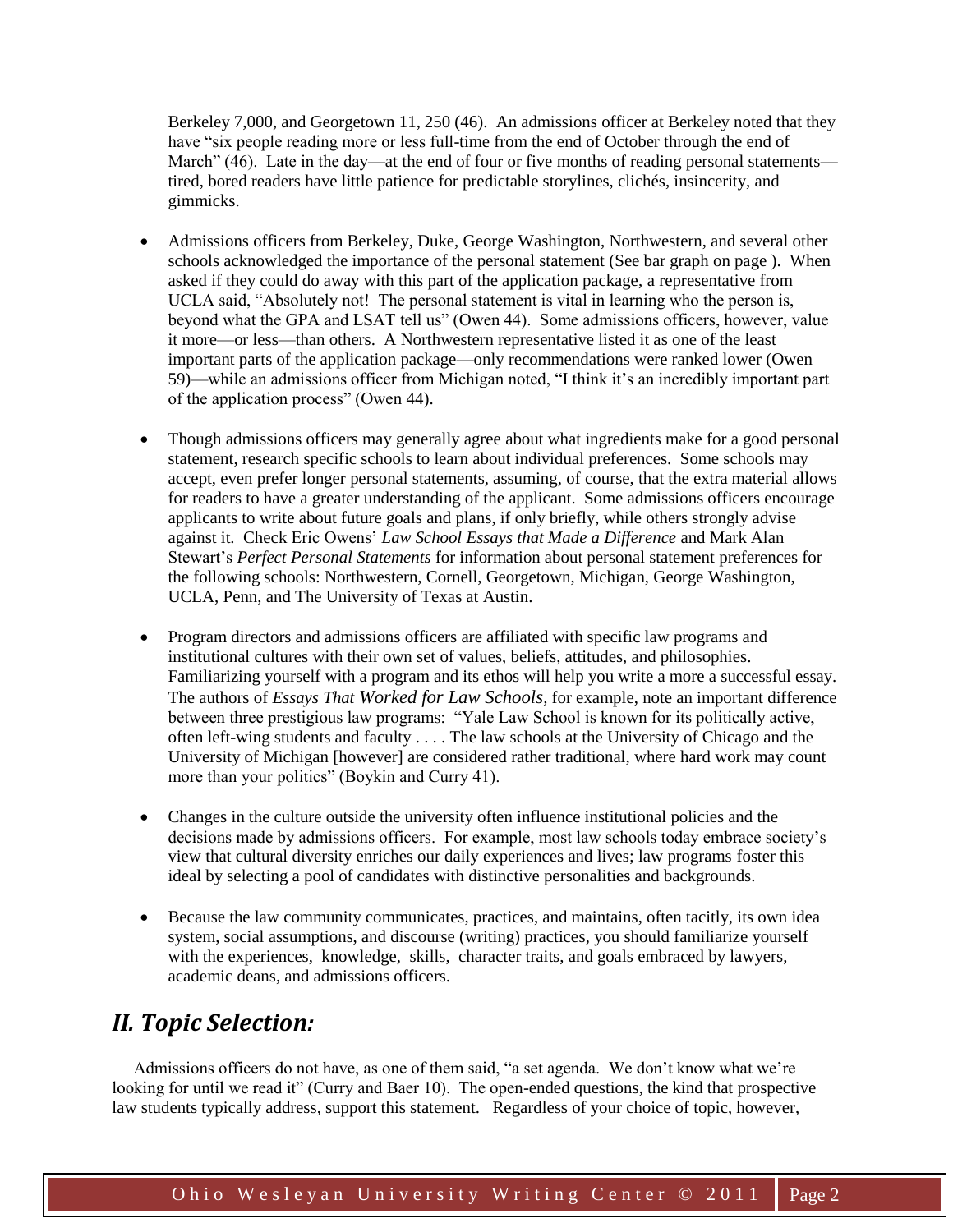Berkeley 7,000, and Georgetown 11, 250 (46). An admissions officer at Berkeley noted that they have "six people reading more or less full-time from the end of October through the end of March" (46). Late in the day—at the end of four or five months of reading personal statements—tired, bored readers have little patience for predictable storylines, clichés, insincerity, and gimmicks.

- Admissions officers from Berkeley, Duke, George Washington, Northwestern, and several other schools acknowledged the importance of the personal statement (See bar graph on page ). When asked if they could do away with this part of the application package, a representative from UCLA said, "Absolutely not! The personal statement is vital in learning who the person is, beyond what the GPA and LSAT tell us" (Owen 44). Some admissions officers, however, value it more—or less—than others. A Northwestern representative listed it as one of the least important parts of the application package—only recommendations were ranked lower (Owen 59)—while an admissions officer from Michigan noted, "I think it's an incredibly important part of the application process" (Owen 44).

- Though admissions officers may generally agree about what ingredients make for a good personal statement, research specific schools to learn about individual preferences. Some schools may accept, even prefer longer personal statements, assuming, of course, that the extra material allows for readers to have a greater understanding of the applicant. Some admissions officers encourage applicants to write about future goals and plans, if only briefly, while others strongly advise against it. Check Eric Owens' *Law School Essays that Made a Difference* and Mark Alan Stewart's *Perfect Personal Statements* for information about personal statement preferences for the following schools: Northwestern, Cornell, Georgetown, Michigan, George Washington, UCLA, Penn, and The University of Texas at Austin.

- Program directors and admissions officers are affiliated with specific law programs and institutional cultures with their own set of values, beliefs, attitudes, and philosophies. Familiarizing yourself with a program and its ethos will help you write a more a successful essay. The authors of *Essays That Worked for Law Schools,* for example, note an important difference between three prestigious law programs: "Yale Law School is known for its politically active, often left-wing students and faculty . . . . The law schools at the University of Chicago and the University of Michigan [however] are considered rather traditional, where hard work may count more than your politics" (Boykin and Curry 41).

- Changes in the culture outside the university often influence institutional policies and the decisions made by admissions officers. For example, most law schools today embrace society's view that cultural diversity enriches our daily experiences and lives; law programs foster this ideal by selecting a pool of candidates with distinctive personalities and backgrounds.

- Because the law community communicates, practices, and maintains, often tacitly, its own idea system, social assumptions, and discourse (writing) practices, you should familiarize yourself with the experiences, knowledge, skills, character traits, and goals embraced by lawyers, academic deans, and admissions officers.

## *II. Topic Selection:*

Admissions officers do not have, as one of them said, "a set agenda. We don't know what we're looking for until we read it" (Curry and Baer 10). The open-ended questions, the kind that prospective law students typically address, support this statement. Regardless of your choice of topic, however,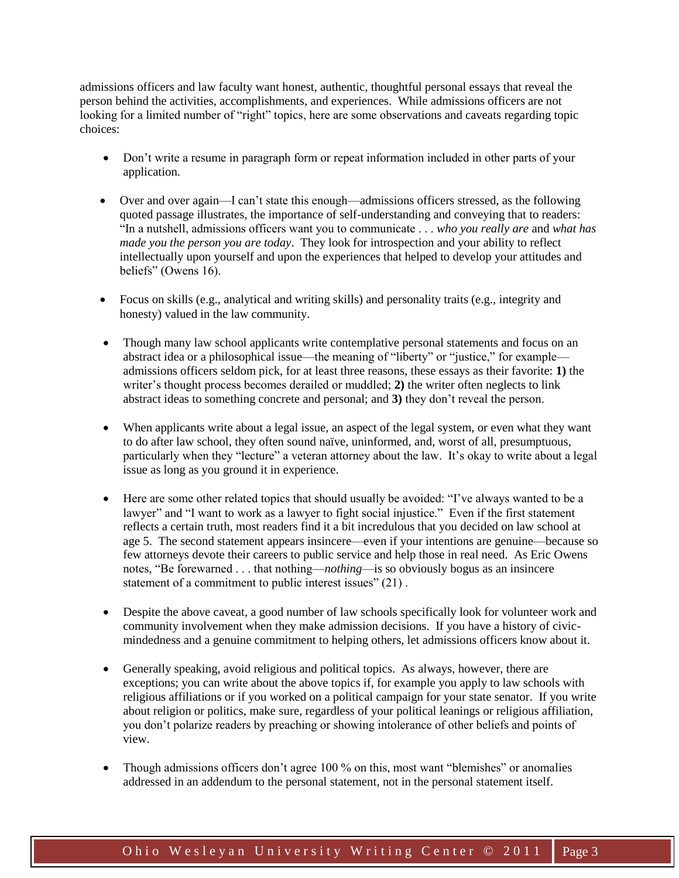admissions officers and law faculty want honest, authentic, thoughtful personal essays that reveal the person behind the activities, accomplishments, and experiences. While admissions officers are not looking for a limited number of "right" topics, here are some observations and caveats regarding topic choices:

- Don't write a resume in paragraph form or repeat information included in other parts of your application.
- Over and over again—I can't state this enough—admissions officers stressed, as the following quoted passage illustrates, the importance of self-understanding and conveying that to readers: "In a nutshell, admissions officers want you to communicate . . . *who you really are* and *what has made you the person you are today*. They look for introspection and your ability to reflect intellectually upon yourself and upon the experiences that helped to develop your attitudes and beliefs" (Owens 16).
- Focus on skills (e.g., analytical and writing skills) and personality traits (e.g., integrity and honesty) valued in the law community.
- Though many law school applicants write contemplative personal statements and focus on an abstract idea or a philosophical issue—the meaning of "liberty" or "justice," for example—admissions officers seldom pick, for at least three reasons, these essays as their favorite: **1)** the writer's thought process becomes derailed or muddled; **2)** the writer often neglects to link abstract ideas to something concrete and personal; and **3)** they don't reveal the person.
- When applicants write about a legal issue, an aspect of the legal system, or even what they want to do after law school, they often sound naïve, uninformed, and, worst of all, presumptuous, particularly when they "lecture" a veteran attorney about the law. It's okay to write about a legal issue as long as you ground it in experience.
- Here are some other related topics that should usually be avoided: "I've always wanted to be a lawyer" and "I want to work as a lawyer to fight social injustice." Even if the first statement reflects a certain truth, most readers find it a bit incredulous that you decided on law school at age 5. The second statement appears insincere—even if your intentions are genuine—because so few attorneys devote their careers to public service and help those in real need. As Eric Owens notes, "Be forewarned . . . that nothing—*nothing*—is so obviously bogus as an insincere statement of a commitment to public interest issues" (21) .
- Despite the above caveat, a good number of law schools specifically look for volunteer work and community involvement when they make admission decisions. If you have a history of civic-mindedness and a genuine commitment to helping others, let admissions officers know about it.
- Generally speaking, avoid religious and political topics. As always, however, there are exceptions; you can write about the above topics if, for example you apply to law schools with religious affiliations or if you worked on a political campaign for your state senator. If you write about religion or politics, make sure, regardless of your political leanings or religious affiliation, you don't polarize readers by preaching or showing intolerance of other beliefs and points of view.
- Though admissions officers don't agree 100 % on this, most want "blemishes" or anomalies addressed in an addendum to the personal statement, not in the personal statement itself.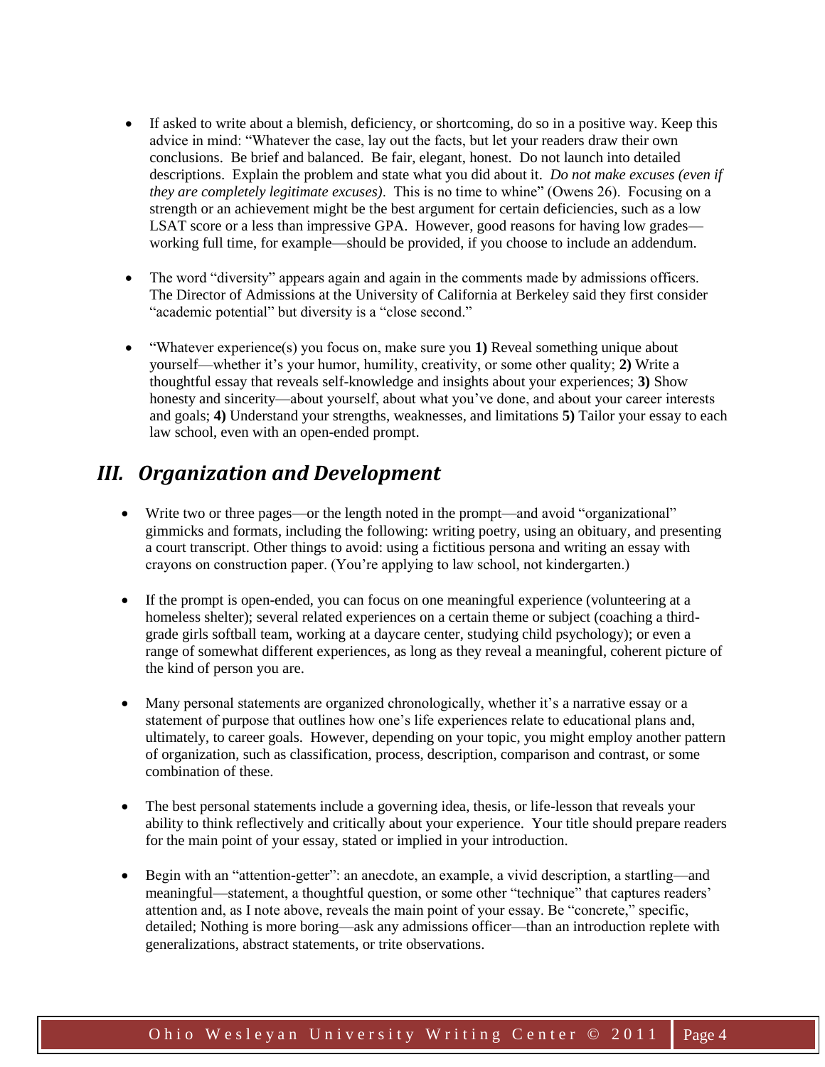- If asked to write about a blemish, deficiency, or shortcoming, do so in a positive way. Keep this advice in mind: "Whatever the case, lay out the facts, but let your readers draw their own conclusions. Be brief and balanced. Be fair, elegant, honest. Do not launch into detailed descriptions. Explain the problem and state what you did about it. *Do not make excuses (even if they are completely legitimate excuses)*. This is no time to whine" (Owens 26). Focusing on a strength or an achievement might be the best argument for certain deficiencies, such as a low LSAT score or a less than impressive GPA. However, good reasons for having low grades—working full time, for example—should be provided, if you choose to include an addendum.

- The word "diversity" appears again and again in the comments made by admissions officers. The Director of Admissions at the University of California at Berkeley said they first consider "academic potential" but diversity is a "close second."

- "Whatever experience(s) you focus on, make sure you **1)** Reveal something unique about yourself—whether it's your humor, humility, creativity, or some other quality; **2)** Write a thoughtful essay that reveals self-knowledge and insights about your experiences; **3)** Show honesty and sincerity—about yourself, about what you've done, and about your career interests and goals; **4)** Understand your strengths, weaknesses, and limitations **5)** Tailor your essay to each law school, even with an open-ended prompt.

## *III. Organization and Development*

- Write two or three pages—or the length noted in the prompt—and avoid "organizational" gimmicks and formats, including the following: writing poetry, using an obituary, and presenting a court transcript. Other things to avoid: using a fictitious persona and writing an essay with crayons on construction paper. (You're applying to law school, not kindergarten.)

- If the prompt is open-ended, you can focus on one meaningful experience (volunteering at a homeless shelter); several related experiences on a certain theme or subject (coaching a third-grade girls softball team, working at a daycare center, studying child psychology); or even a range of somewhat different experiences, as long as they reveal a meaningful, coherent picture of the kind of person you are.

- Many personal statements are organized chronologically, whether it's a narrative essay or a statement of purpose that outlines how one's life experiences relate to educational plans and, ultimately, to career goals. However, depending on your topic, you might employ another pattern of organization, such as classification, process, description, comparison and contrast, or some combination of these.

- The best personal statements include a governing idea, thesis, or life-lesson that reveals your ability to think reflectively and critically about your experience. Your title should prepare readers for the main point of your essay, stated or implied in your introduction.

- Begin with an "attention-getter": an anecdote, an example, a vivid description, a startling—and meaningful—statement, a thoughtful question, or some other "technique" that captures readers' attention and, as I note above, reveals the main point of your essay. Be "concrete," specific, detailed; Nothing is more boring—ask any admissions officer—than an introduction replete with generalizations, abstract statements, or trite observations.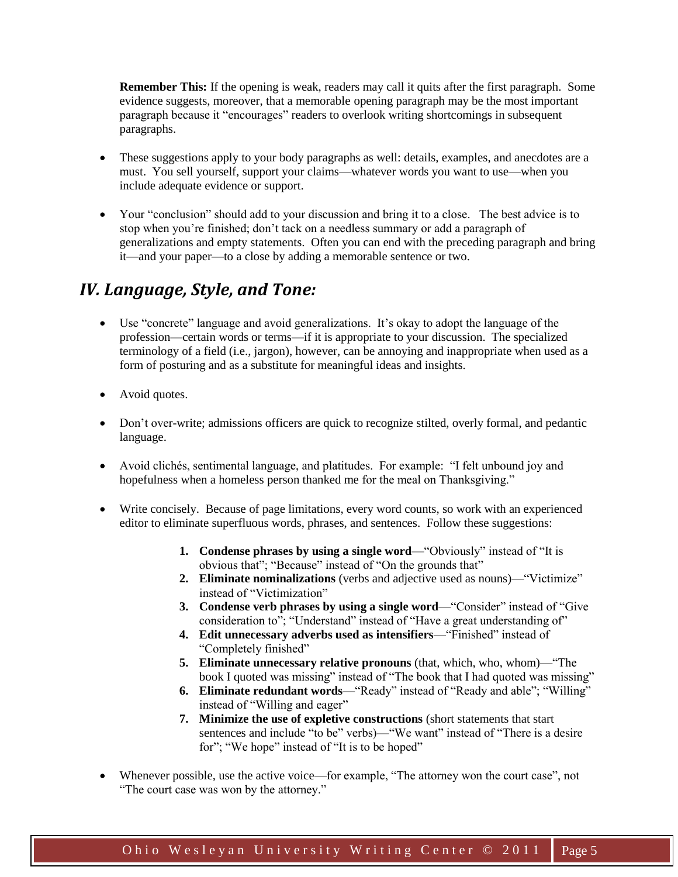**Remember This:** If the opening is weak, readers may call it quits after the first paragraph. Some evidence suggests, moreover, that a memorable opening paragraph may be the most important paragraph because it "encourages" readers to overlook writing shortcomings in subsequent paragraphs.

- These suggestions apply to your body paragraphs as well: details, examples, and anecdotes are a must. You sell yourself, support your claims—whatever words you want to use—when you include adequate evidence or support.

- Your "conclusion" should add to your discussion and bring it to a close. The best advice is to stop when you're finished; don't tack on a needless summary or add a paragraph of generalizations and empty statements. Often you can end with the preceding paragraph and bring it—and your paper—to a close by adding a memorable sentence or two.

## *IV. Language, Style, and Tone:*

- Use "concrete" language and avoid generalizations. It's okay to adopt the language of the profession—certain words or terms—if it is appropriate to your discussion. The specialized terminology of a field (i.e., jargon), however, can be annoying and inappropriate when used as a form of posturing and as a substitute for meaningful ideas and insights.

- Avoid quotes.

- Don't over-write; admissions officers are quick to recognize stilted, overly formal, and pedantic language.

- Avoid clichés, sentimental language, and platitudes. For example: "I felt unbound joy and hopefulness when a homeless person thanked me for the meal on Thanksgiving."

- Write concisely. Because of page limitations, every word counts, so work with an experienced editor to eliminate superfluous words, phrases, and sentences. Follow these suggestions:

    1. **Condense phrases by using a single word**—"Obviously" instead of "It is obvious that"; "Because" instead of "On the grounds that"
    2. **Eliminate nominalizations** (verbs and adjective used as nouns)—"Victimize" instead of "Victimization"
    3. **Condense verb phrases by using a single word**—"Consider" instead of "Give consideration to"; "Understand" instead of "Have a great understanding of"
    4. **Edit unnecessary adverbs used as intensifiers**—"Finished" instead of "Completely finished"
    5. **Eliminate unnecessary relative pronouns** (that, which, who, whom)—"The book I quoted was missing" instead of "The book that I had quoted was missing"
    6. **Eliminate redundant words**—"Ready" instead of "Ready and able"; "Willing" instead of "Willing and eager"
    7. **Minimize the use of expletive constructions** (short statements that start sentences and include "to be" verbs)—"We want" instead of "There is a desire for"; "We hope" instead of "It is to be hoped"

- Whenever possible, use the active voice—for example, "The attorney won the court case", not "The court case was won by the attorney."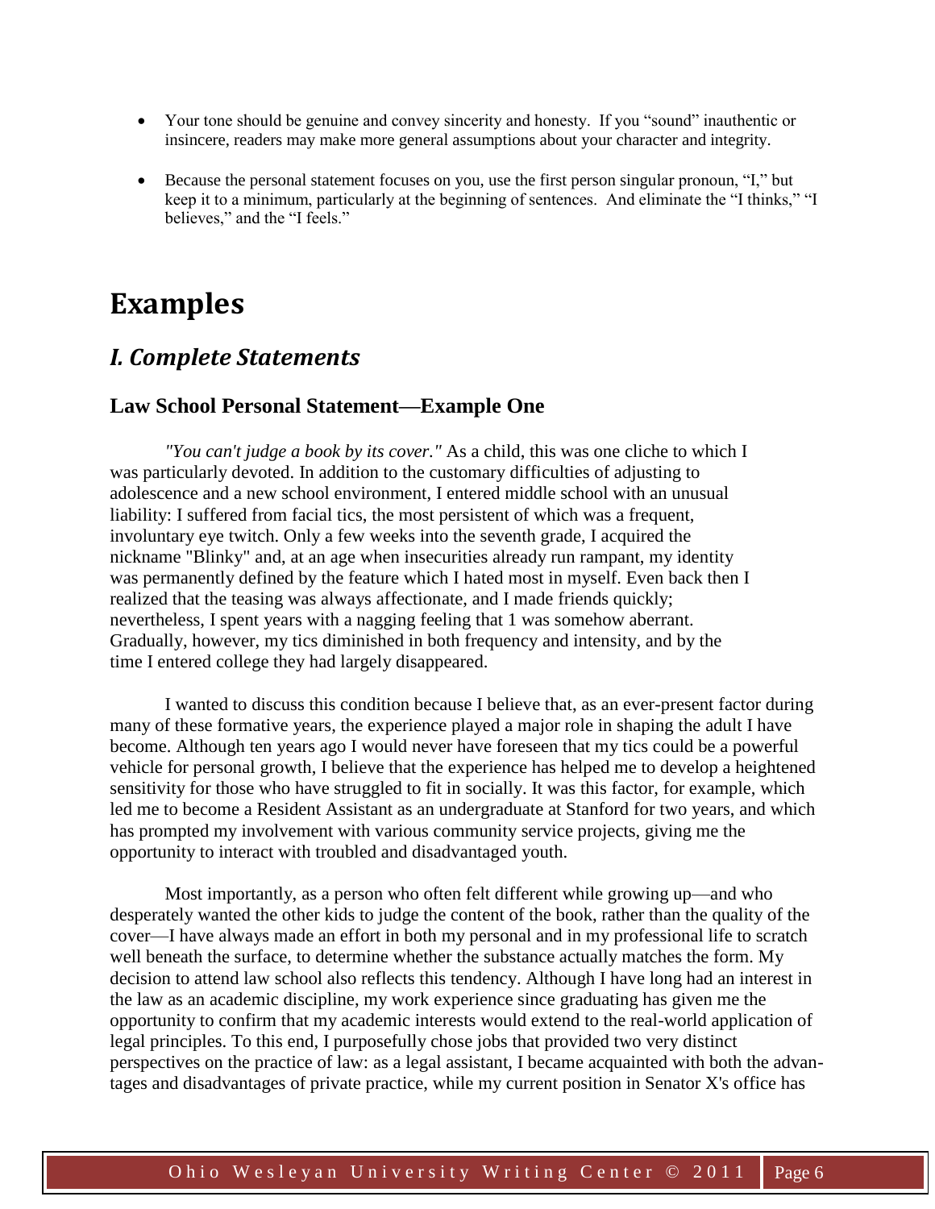- Your tone should be genuine and convey sincerity and honesty. If you "sound" inauthentic or insincere, readers may make more general assumptions about your character and integrity.

- Because the personal statement focuses on you, use the first person singular pronoun, "I," but keep it to a minimum, particularly at the beginning of sentences. And eliminate the "I thinks," "I believes," and the "I feels."

# Examples

## *I. Complete Statements*

### Law School Personal Statement—Example One

*"You can't judge a book by its cover."* As a child, this was one cliche to which I was particularly devoted. In addition to the customary difficulties of adjusting to adolescence and a new school environment, I entered middle school with an unusual liability: I suffered from facial tics, the most persistent of which was a frequent, involuntary eye twitch. Only a few weeks into the seventh grade, I acquired the nickname "Blinky" and, at an age when insecurities already run rampant, my identity was permanently defined by the feature which I hated most in myself. Even back then I realized that the teasing was always affectionate, and I made friends quickly; nevertheless, I spent years with a nagging feeling that 1 was somehow aberrant. Gradually, however, my tics diminished in both frequency and intensity, and by the time I entered college they had largely disappeared.

I wanted to discuss this condition because I believe that, as an ever-present factor during many of these formative years, the experience played a major role in shaping the adult I have become. Although ten years ago I would never have foreseen that my tics could be a powerful vehicle for personal growth, I believe that the experience has helped me to develop a heightened sensitivity for those who have struggled to fit in socially. It was this factor, for example, which led me to become a Resident Assistant as an undergraduate at Stanford for two years, and which has prompted my involvement with various community service projects, giving me the opportunity to interact with troubled and disadvantaged youth.

Most importantly, as a person who often felt different while growing up—and who desperately wanted the other kids to judge the content of the book, rather than the quality of the cover—I have always made an effort in both my personal and in my professional life to scratch well beneath the surface, to determine whether the substance actually matches the form. My decision to attend law school also reflects this tendency. Although I have long had an interest in the law as an academic discipline, my work experience since graduating has given me the opportunity to confirm that my academic interests would extend to the real-world application of legal principles. To this end, I purposefully chose jobs that provided two very distinct perspectives on the practice of law: as a legal assistant, I became acquainted with both the advantages and disadvantages of private practice, while my current position in Senator X's office has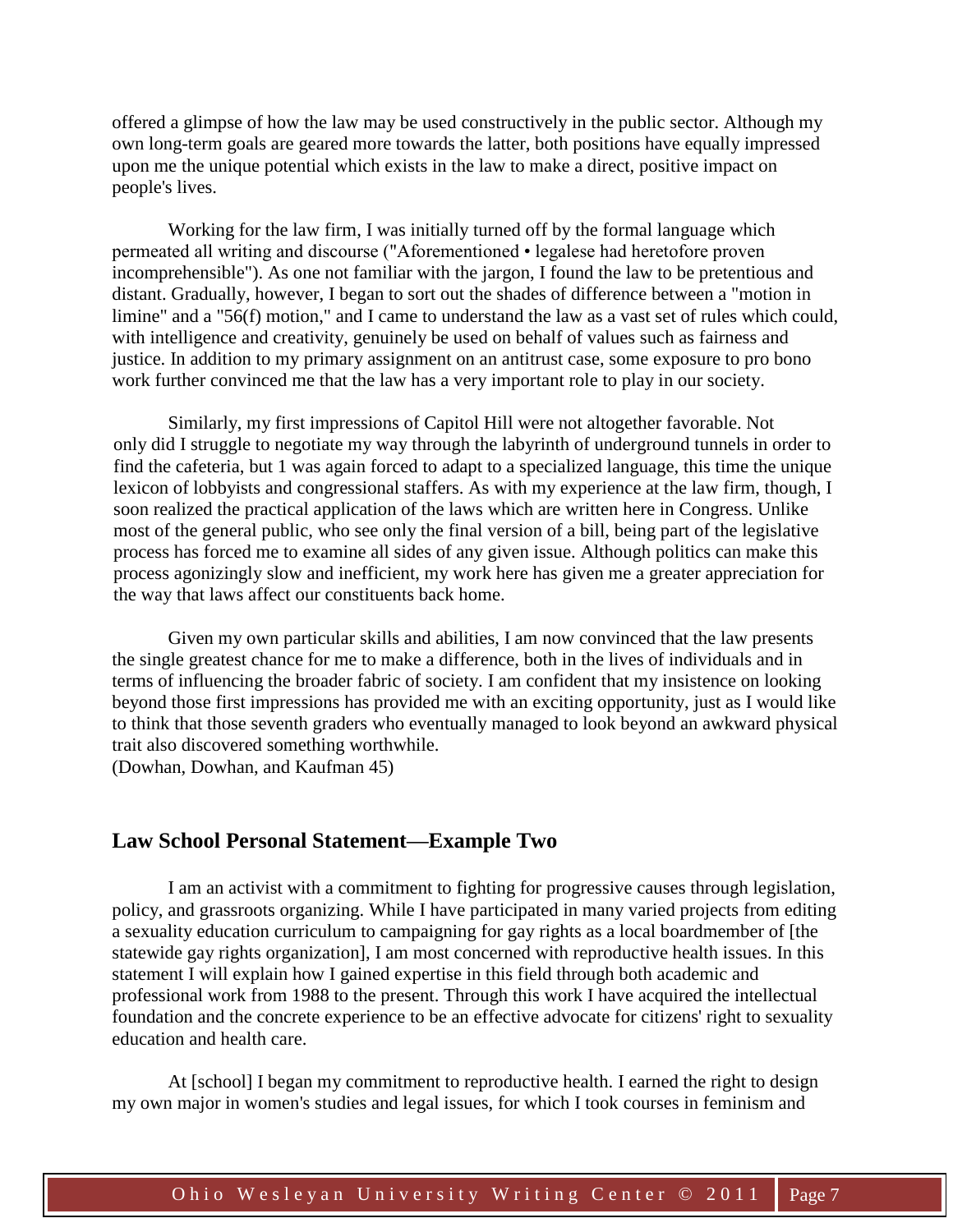offered a glimpse of how the law may be used constructively in the public sector. Although my own long-term goals are geared more towards the latter, both positions have equally impressed upon me the unique potential which exists in the law to make a direct, positive impact on people's lives.

Working for the law firm, I was initially turned off by the formal language which permeated all writing and discourse ("Aforementioned • legalese had heretofore proven incomprehensible"). As one not familiar with the jargon, I found the law to be pretentious and distant. Gradually, however, I began to sort out the shades of difference between a "motion in limine" and a "56(f) motion," and I came to understand the law as a vast set of rules which could, with intelligence and creativity, genuinely be used on behalf of values such as fairness and justice. In addition to my primary assignment on an antitrust case, some exposure to pro bono work further convinced me that the law has a very important role to play in our society.

Similarly, my first impressions of Capitol Hill were not altogether favorable. Not only did I struggle to negotiate my way through the labyrinth of underground tunnels in order to find the cafeteria, but 1 was again forced to adapt to a specialized language, this time the unique lexicon of lobbyists and congressional staffers. As with my experience at the law firm, though, I soon realized the practical application of the laws which are written here in Congress. Unlike most of the general public, who see only the final version of a bill, being part of the legislative process has forced me to examine all sides of any given issue. Although politics can make this process agonizingly slow and inefficient, my work here has given me a greater appreciation for the way that laws affect our constituents back home.

Given my own particular skills and abilities, I am now convinced that the law presents the single greatest chance for me to make a difference, both in the lives of individuals and in terms of influencing the broader fabric of society. I am confident that my insistence on looking beyond those first impressions has provided me with an exciting opportunity, just as I would like to think that those seventh graders who eventually managed to look beyond an awkward physical trait also discovered something worthwhile.
(Dowhan, Dowhan, and Kaufman 45)

## Law School Personal Statement—Example Two

I am an activist with a commitment to fighting for progressive causes through legislation, policy, and grassroots organizing. While I have participated in many varied projects from editing a sexuality education curriculum to campaigning for gay rights as a local boardmember of [the statewide gay rights organization], I am most concerned with reproductive health issues. In this statement I will explain how I gained expertise in this field through both academic and professional work from 1988 to the present. Through this work I have acquired the intellectual foundation and the concrete experience to be an effective advocate for citizens' right to sexuality education and health care.

At [school] I began my commitment to reproductive health. I earned the right to design my own major in women's studies and legal issues, for which I took courses in feminism and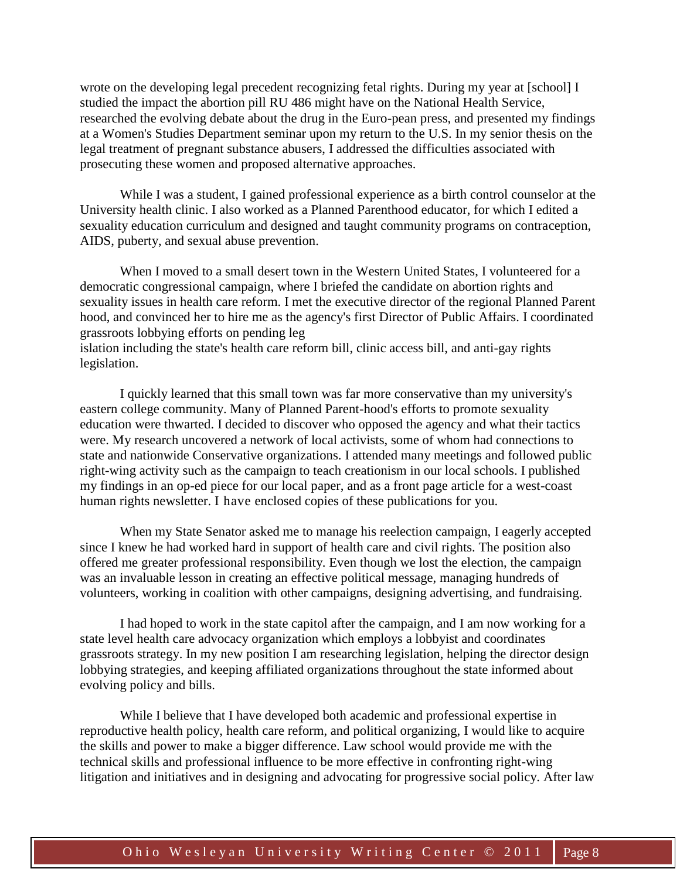wrote on the developing legal precedent recognizing fetal rights. During my year at [school] I studied the impact the abortion pill RU 486 might have on the National Health Service, researched the evolving debate about the drug in the Euro-pean press, and presented my findings at a Women's Studies Department seminar upon my return to the U.S. In my senior thesis on the legal treatment of pregnant substance abusers, I addressed the difficulties associated with prosecuting these women and proposed alternative approaches.

While I was a student, I gained professional experience as a birth control counselor at the University health clinic. I also worked as a Planned Parenthood educator, for which I edited a sexuality education curriculum and designed and taught community programs on contraception, AIDS, puberty, and sexual abuse prevention.

When I moved to a small desert town in the Western United States, I volunteered for a democratic congressional campaign, where I briefed the candidate on abortion rights and sexuality issues in health care reform. I met the executive director of the regional Planned Parent hood, and convinced her to hire me as the agency's first Director of Public Affairs. I coordinated grassroots lobbying efforts on pending leg
islation including the state's health care reform bill, clinic access bill, and anti-gay rights legislation.

I quickly learned that this small town was far more conservative than my university's eastern college community. Many of Planned Parent-hood's efforts to promote sexuality education were thwarted. I decided to discover who opposed the agency and what their tactics were. My research uncovered a network of local activists, some of whom had connections to state and nationwide Conservative organizations. I attended many meetings and followed public right-wing activity such as the campaign to teach creationism in our local schools. I published my findings in an op-ed piece for our local paper, and as a front page article for a west-coast human rights newsletter. I have enclosed copies of these publications for you.

When my State Senator asked me to manage his reelection campaign, I eagerly accepted since I knew he had worked hard in support of health care and civil rights. The position also offered me greater professional responsibility. Even though we lost the election, the campaign was an invaluable lesson in creating an effective political message, managing hundreds of volunteers, working in coalition with other campaigns, designing advertising, and fundraising.

I had hoped to work in the state capitol after the campaign, and I am now working for a state level health care advocacy organization which employs a lobbyist and coordinates grassroots strategy. In my new position I am researching legislation, helping the director design lobbying strategies, and keeping affiliated organizations throughout the state informed about evolving policy and bills.

While I believe that I have developed both academic and professional expertise in reproductive health policy, health care reform, and political organizing, I would like to acquire the skills and power to make a bigger difference. Law school would provide me with the technical skills and professional influence to be more effective in confronting right-wing litigation and initiatives and in designing and advocating for progressive social policy. After law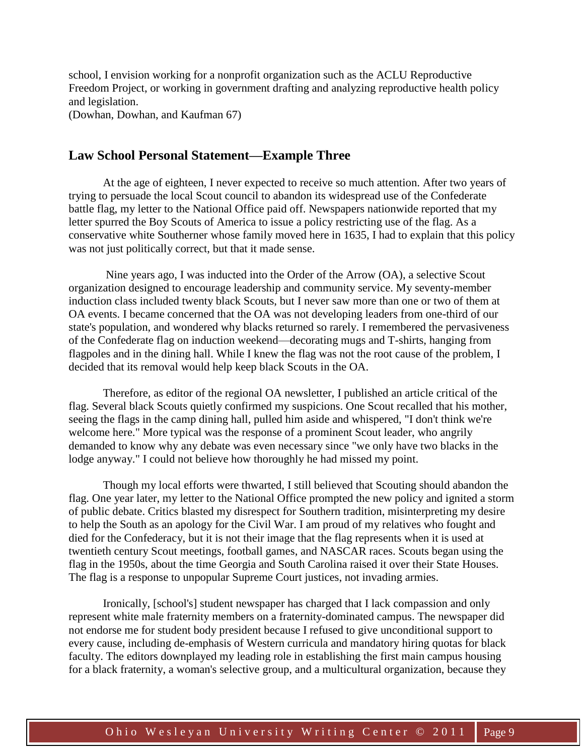school, I envision working for a nonprofit organization such as the ACLU Reproductive Freedom Project, or working in government drafting and analyzing reproductive health policy and legislation.
(Dowhan, Dowhan, and Kaufman 67)

## Law School Personal Statement—Example Three

At the age of eighteen, I never expected to receive so much attention. After two years of trying to persuade the local Scout council to abandon its widespread use of the Confederate battle flag, my letter to the National Office paid off. Newspapers nationwide reported that my letter spurred the Boy Scouts of America to issue a policy restricting use of the flag. As a conservative white Southerner whose family moved here in 1635, I had to explain that this policy was not just politically correct, but that it made sense.

Nine years ago, I was inducted into the Order of the Arrow (OA), a selective Scout organization designed to encourage leadership and community service. My seventy-member induction class included twenty black Scouts, but I never saw more than one or two of them at OA events. I became concerned that the OA was not developing leaders from one-third of our state's population, and wondered why blacks returned so rarely. I remembered the pervasiveness of the Confederate flag on induction weekend—decorating mugs and T-shirts, hanging from flagpoles and in the dining hall. While I knew the flag was not the root cause of the problem, I decided that its removal would help keep black Scouts in the OA.

Therefore, as editor of the regional OA newsletter, I published an article critical of the flag. Several black Scouts quietly confirmed my suspicions. One Scout recalled that his mother, seeing the flags in the camp dining hall, pulled him aside and whispered, "I don't think we're welcome here." More typical was the response of a prominent Scout leader, who angrily demanded to know why any debate was even necessary since "we only have two blacks in the lodge anyway." I could not believe how thoroughly he had missed my point.

Though my local efforts were thwarted, I still believed that Scouting should abandon the flag. One year later, my letter to the National Office prompted the new policy and ignited a storm of public debate. Critics blasted my disrespect for Southern tradition, misinterpreting my desire to help the South as an apology for the Civil War. I am proud of my relatives who fought and died for the Confederacy, but it is not their image that the flag represents when it is used at twentieth century Scout meetings, football games, and NASCAR races. Scouts began using the flag in the 1950s, about the time Georgia and South Carolina raised it over their State Houses. The flag is a response to unpopular Supreme Court justices, not invading armies.

Ironically, [school's] student newspaper has charged that I lack compassion and only represent white male fraternity members on a fraternity-dominated campus. The newspaper did not endorse me for student body president because I refused to give unconditional support to every cause, including de-emphasis of Western curricula and mandatory hiring quotas for black faculty. The editors downplayed my leading role in establishing the first main campus housing for a black fraternity, a woman's selective group, and a multicultural organization, because they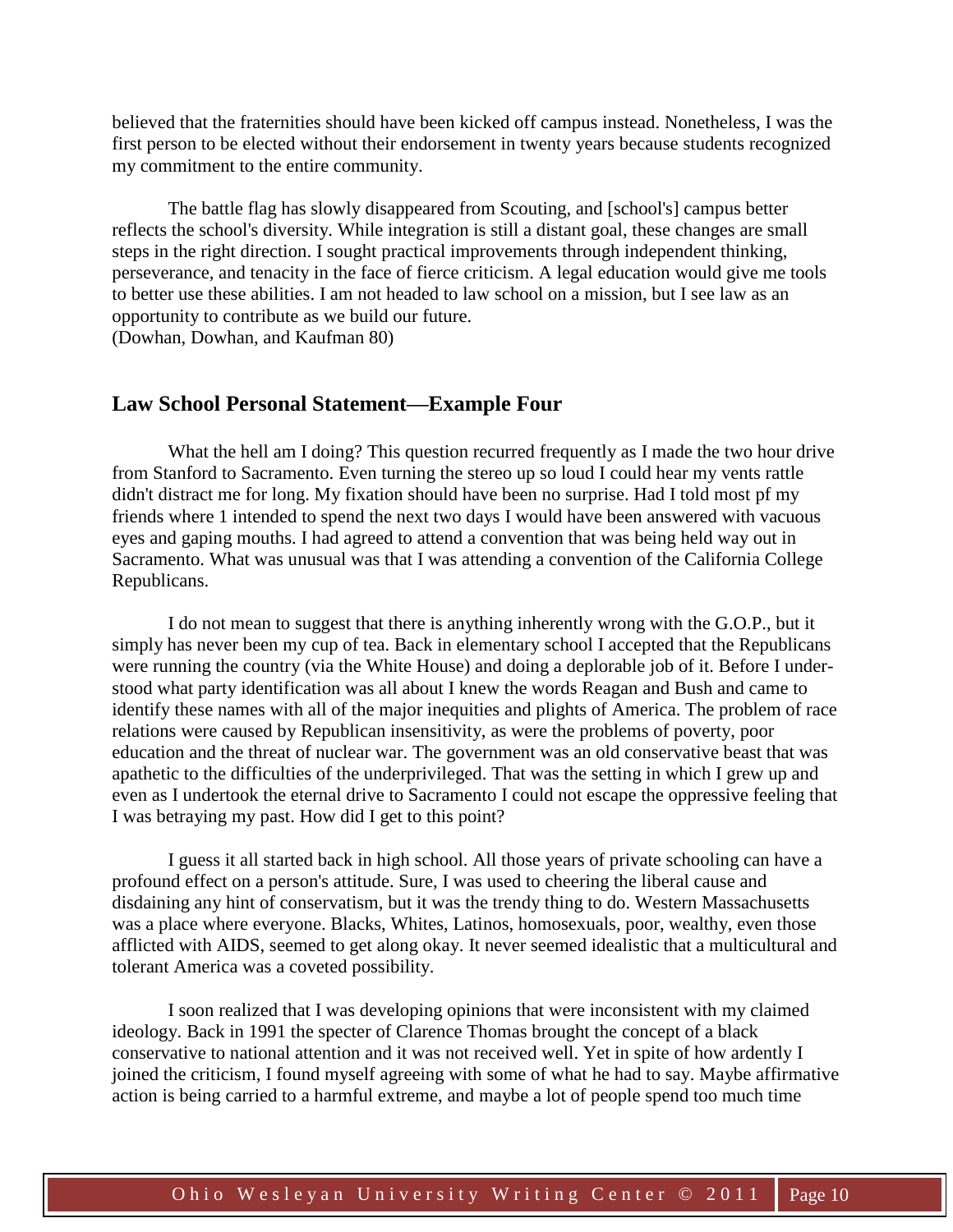believed that the fraternities should have been kicked off campus instead. Nonetheless, I was the first person to be elected without their endorsement in twenty years because students recognized my commitment to the entire community.

The battle flag has slowly disappeared from Scouting, and [school's] campus better reflects the school's diversity. While integration is still a distant goal, these changes are small steps in the right direction. I sought practical improvements through independent thinking, perseverance, and tenacity in the face of fierce criticism. A legal education would give me tools to better use these abilities. I am not headed to law school on a mission, but I see law as an opportunity to contribute as we build our future.
(Dowhan, Dowhan, and Kaufman 80)

## Law School Personal Statement—Example Four

What the hell am I doing? This question recurred frequently as I made the two hour drive from Stanford to Sacramento. Even turning the stereo up so loud I could hear my vents rattle didn't distract me for long. My fixation should have been no surprise. Had I told most pf my friends where 1 intended to spend the next two days I would have been answered with vacuous eyes and gaping mouths. I had agreed to attend a convention that was being held way out in Sacramento. What was unusual was that I was attending a convention of the California College Republicans.

I do not mean to suggest that there is anything inherently wrong with the G.O.P., but it simply has never been my cup of tea. Back in elementary school I accepted that the Republicans were running the country (via the White House) and doing a deplorable job of it. Before I understood what party identification was all about I knew the words Reagan and Bush and came to identify these names with all of the major inequities and plights of America. The problem of race relations were caused by Republican insensitivity, as were the problems of poverty, poor education and the threat of nuclear war. The government was an old conservative beast that was apathetic to the difficulties of the underprivileged. That was the setting in which I grew up and even as I undertook the eternal drive to Sacramento I could not escape the oppressive feeling that I was betraying my past. How did I get to this point?

I guess it all started back in high school. All those years of private schooling can have a profound effect on a person's attitude. Sure, I was used to cheering the liberal cause and disdaining any hint of conservatism, but it was the trendy thing to do. Western Massachusetts was a place where everyone. Blacks, Whites, Latinos, homosexuals, poor, wealthy, even those afflicted with AIDS, seemed to get along okay. It never seemed idealistic that a multicultural and tolerant America was a coveted possibility.

I soon realized that I was developing opinions that were inconsistent with my claimed ideology. Back in 1991 the specter of Clarence Thomas brought the concept of a black conservative to national attention and it was not received well. Yet in spite of how ardently I joined the criticism, I found myself agreeing with some of what he had to say. Maybe affirmative action is being carried to a harmful extreme, and maybe a lot of people spend too much time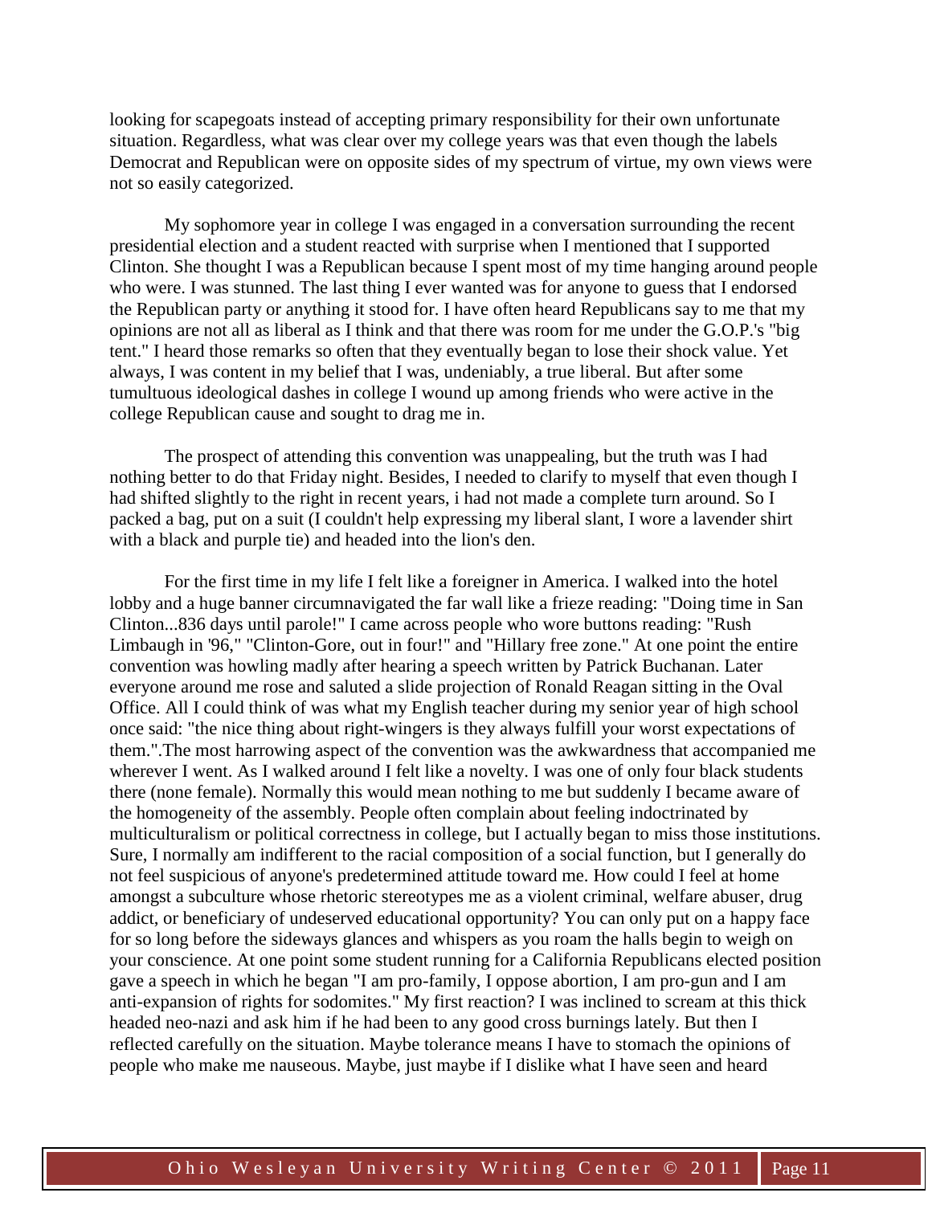looking for scapegoats instead of accepting primary responsibility for their own unfortunate situation. Regardless, what was clear over my college years was that even though the labels Democrat and Republican were on opposite sides of my spectrum of virtue, my own views were not so easily categorized.

My sophomore year in college I was engaged in a conversation surrounding the recent presidential election and a student reacted with surprise when I mentioned that I supported Clinton. She thought I was a Republican because I spent most of my time hanging around people who were. I was stunned. The last thing I ever wanted was for anyone to guess that I endorsed the Republican party or anything it stood for. I have often heard Republicans say to me that my opinions are not all as liberal as I think and that there was room for me under the G.O.P.'s "big tent." I heard those remarks so often that they eventually began to lose their shock value. Yet always, I was content in my belief that I was, undeniably, a true liberal. But after some tumultuous ideological dashes in college I wound up among friends who were active in the college Republican cause and sought to drag me in.

The prospect of attending this convention was unappealing, but the truth was I had nothing better to do that Friday night. Besides, I needed to clarify to myself that even though I had shifted slightly to the right in recent years, i had not made a complete turn around. So I packed a bag, put on a suit (I couldn't help expressing my liberal slant, I wore a lavender shirt with a black and purple tie) and headed into the lion's den.

For the first time in my life I felt like a foreigner in America. I walked into the hotel lobby and a huge banner circumnavigated the far wall like a frieze reading: "Doing time in San Clinton...836 days until parole!" I came across people who wore buttons reading: "Rush Limbaugh in '96," "Clinton-Gore, out in four!" and "Hillary free zone." At one point the entire convention was howling madly after hearing a speech written by Patrick Buchanan. Later everyone around me rose and saluted a slide projection of Ronald Reagan sitting in the Oval Office. All I could think of was what my English teacher during my senior year of high school once said: "the nice thing about right-wingers is they always fulfill your worst expectations of them.".The most harrowing aspect of the convention was the awkwardness that accompanied me wherever I went. As I walked around I felt like a novelty. I was one of only four black students there (none female). Normally this would mean nothing to me but suddenly I became aware of the homogeneity of the assembly. People often complain about feeling indoctrinated by multiculturalism or political correctness in college, but I actually began to miss those institutions. Sure, I normally am indifferent to the racial composition of a social function, but I generally do not feel suspicious of anyone's predetermined attitude toward me. How could I feel at home amongst a subculture whose rhetoric stereotypes me as a violent criminal, welfare abuser, drug addict, or beneficiary of undeserved educational opportunity? You can only put on a happy face for so long before the sideways glances and whispers as you roam the halls begin to weigh on your conscience. At one point some student running for a California Republicans elected position gave a speech in which he began "I am pro-family, I oppose abortion, I am pro-gun and I am anti-expansion of rights for sodomites." My first reaction? I was inclined to scream at this thick headed neo-nazi and ask him if he had been to any good cross burnings lately. But then I reflected carefully on the situation. Maybe tolerance means I have to stomach the opinions of people who make me nauseous. Maybe, just maybe if I dislike what I have seen and heard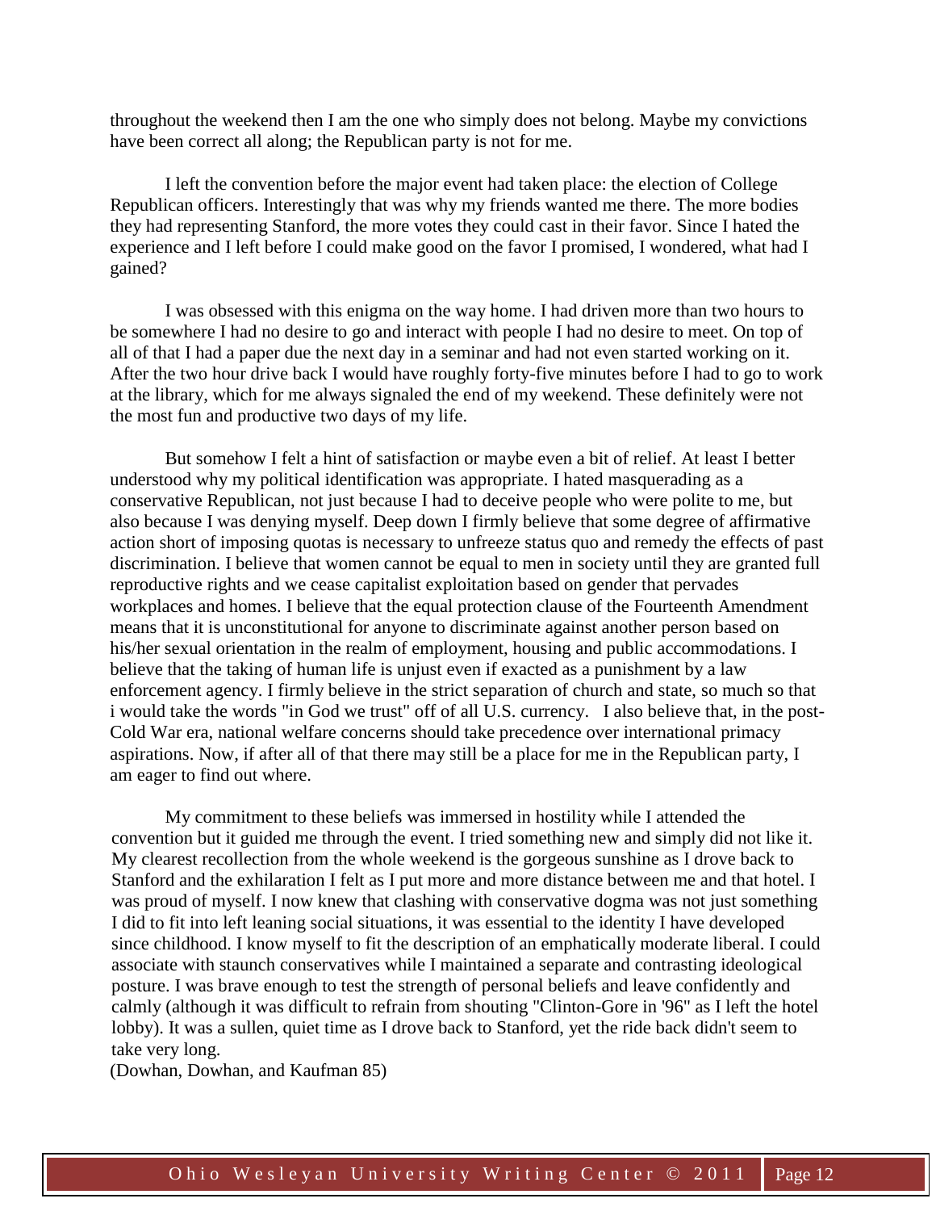throughout the weekend then I am the one who simply does not belong. Maybe my convictions have been correct all along; the Republican party is not for me.

I left the convention before the major event had taken place: the election of College Republican officers. Interestingly that was why my friends wanted me there. The more bodies they had representing Stanford, the more votes they could cast in their favor. Since I hated the experience and I left before I could make good on the favor I promised, I wondered, what had I gained?

I was obsessed with this enigma on the way home. I had driven more than two hours to be somewhere I had no desire to go and interact with people I had no desire to meet. On top of all of that I had a paper due the next day in a seminar and had not even started working on it. After the two hour drive back I would have roughly forty-five minutes before I had to go to work at the library, which for me always signaled the end of my weekend. These definitely were not the most fun and productive two days of my life.

But somehow I felt a hint of satisfaction or maybe even a bit of relief. At least I better understood why my political identification was appropriate. I hated masquerading as a conservative Republican, not just because I had to deceive people who were polite to me, but also because I was denying myself. Deep down I firmly believe that some degree of affirmative action short of imposing quotas is necessary to unfreeze status quo and remedy the effects of past discrimination. I believe that women cannot be equal to men in society until they are granted full reproductive rights and we cease capitalist exploitation based on gender that pervades workplaces and homes. I believe that the equal protection clause of the Fourteenth Amendment means that it is unconstitutional for anyone to discriminate against another person based on his/her sexual orientation in the realm of employment, housing and public accommodations. I believe that the taking of human life is unjust even if exacted as a punishment by a law enforcement agency. I firmly believe in the strict separation of church and state, so much so that i would take the words "in God we trust" off of all U.S. currency. I also believe that, in the post-Cold War era, national welfare concerns should take precedence over international primacy aspirations. Now, if after all of that there may still be a place for me in the Republican party, I am eager to find out where.

My commitment to these beliefs was immersed in hostility while I attended the convention but it guided me through the event. I tried something new and simply did not like it. My clearest recollection from the whole weekend is the gorgeous sunshine as I drove back to Stanford and the exhilaration I felt as I put more and more distance between me and that hotel. I was proud of myself. I now knew that clashing with conservative dogma was not just something I did to fit into left leaning social situations, it was essential to the identity I have developed since childhood. I know myself to fit the description of an emphatically moderate liberal. I could associate with staunch conservatives while I maintained a separate and contrasting ideological posture. I was brave enough to test the strength of personal beliefs and leave confidently and calmly (although it was difficult to refrain from shouting "Clinton-Gore in '96" as I left the hotel lobby). It was a sullen, quiet time as I drove back to Stanford, yet the ride back didn't seem to take very long.

(Dowhan, Dowhan, and Kaufman 85)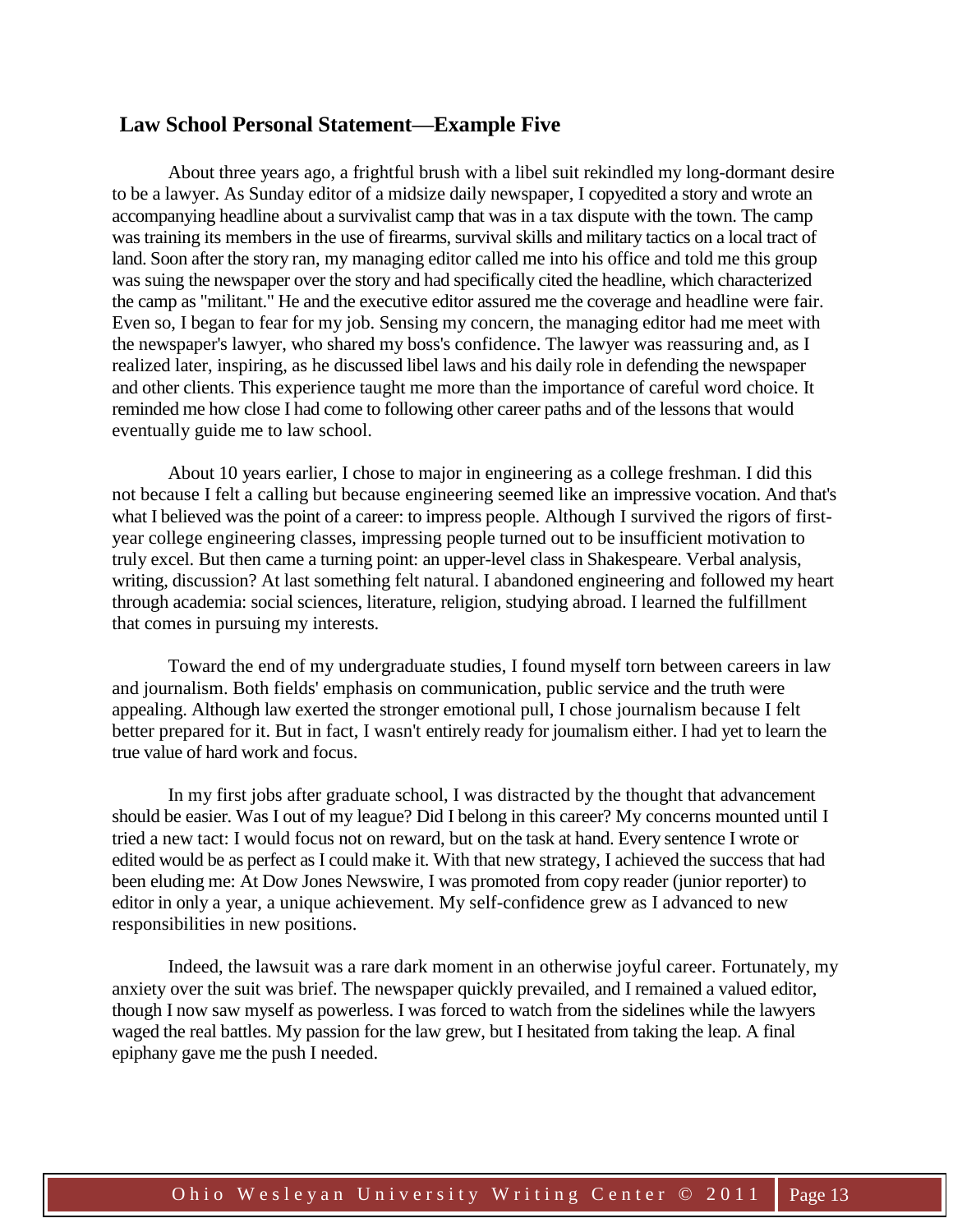## Law School Personal Statement—Example Five

About three years ago, a frightful brush with a libel suit rekindled my long-dormant desire to be a lawyer. As Sunday editor of a midsize daily newspaper, I copyedited a story and wrote an accompanying headline about a survivalist camp that was in a tax dispute with the town. The camp was training its members in the use of firearms, survival skills and military tactics on a local tract of land. Soon after the story ran, my managing editor called me into his office and told me this group was suing the newspaper over the story and had specifically cited the headline, which characterized the camp as "militant." He and the executive editor assured me the coverage and headline were fair. Even so, I began to fear for my job. Sensing my concern, the managing editor had me meet with the newspaper's lawyer, who shared my boss's confidence. The lawyer was reassuring and, as I realized later, inspiring, as he discussed libel laws and his daily role in defending the newspaper and other clients. This experience taught me more than the importance of careful word choice. It reminded me how close I had come to following other career paths and of the lessons that would eventually guide me to law school.

About 10 years earlier, I chose to major in engineering as a college freshman. I did this not because I felt a calling but because engineering seemed like an impressive vocation. And that's what I believed was the point of a career: to impress people. Although I survived the rigors of first-year college engineering classes, impressing people turned out to be insufficient motivation to truly excel. But then came a turning point: an upper-level class in Shakespeare. Verbal analysis, writing, discussion? At last something felt natural. I abandoned engineering and followed my heart through academia: social sciences, literature, religion, studying abroad. I learned the fulfillment that comes in pursuing my interests.

Toward the end of my undergraduate studies, I found myself torn between careers in law and journalism. Both fields' emphasis on communication, public service and the truth were appealing. Although law exerted the stronger emotional pull, I chose journalism because I felt better prepared for it. But in fact, I wasn't entirely ready for journalism either. I had yet to learn the true value of hard work and focus.

In my first jobs after graduate school, I was distracted by the thought that advancement should be easier. Was I out of my league? Did I belong in this career? My concerns mounted until I tried a new tact: I would focus not on reward, but on the task at hand. Every sentence I wrote or edited would be as perfect as I could make it. With that new strategy, I achieved the success that had been eluding me: At Dow Jones Newswire, I was promoted from copy reader (junior reporter) to editor in only a year, a unique achievement. My self-confidence grew as I advanced to new responsibilities in new positions.

Indeed, the lawsuit was a rare dark moment in an otherwise joyful career. Fortunately, my anxiety over the suit was brief. The newspaper quickly prevailed, and I remained a valued editor, though I now saw myself as powerless. I was forced to watch from the sidelines while the lawyers waged the real battles. My passion for the law grew, but I hesitated from taking the leap. A final epiphany gave me the push I needed.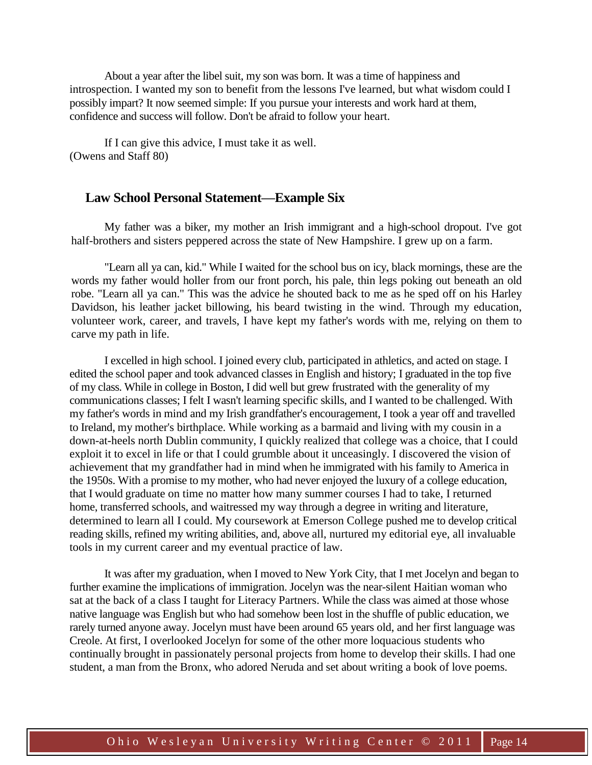About a year after the libel suit, my son was born. It was a time of happiness and introspection. I wanted my son to benefit from the lessons I've learned, but what wisdom could I possibly impart? It now seemed simple: If you pursue your interests and work hard at them, confidence and success will follow. Don't be afraid to follow your heart.

If I can give this advice, I must take it as well.
(Owens and Staff 80)

## Law School Personal Statement—Example Six

My father was a biker, my mother an Irish immigrant and a high-school dropout. I've got half-brothers and sisters peppered across the state of New Hampshire. I grew up on a farm.

"Learn all ya can, kid." While I waited for the school bus on icy, black mornings, these are the words my father would holler from our front porch, his pale, thin legs poking out beneath an old robe. "Learn all ya can." This was the advice he shouted back to me as he sped off on his Harley Davidson, his leather jacket billowing, his beard twisting in the wind. Through my education, volunteer work, career, and travels, I have kept my father's words with me, relying on them to carve my path in life.

I excelled in high school. I joined every club, participated in athletics, and acted on stage. I edited the school paper and took advanced classes in English and history; I graduated in the top five of my class. While in college in Boston, I did well but grew frustrated with the generality of my communications classes; I felt I wasn't learning specific skills, and I wanted to be challenged. With my father's words in mind and my Irish grandfather's encouragement, I took a year off and travelled to Ireland, my mother's birthplace. While working as a barmaid and living with my cousin in a down-at-heels north Dublin community, I quickly realized that college was a choice, that I could exploit it to excel in life or that I could grumble about it unceasingly. I discovered the vision of achievement that my grandfather had in mind when he immigrated with his family to America in the 1950s. With a promise to my mother, who had never enjoyed the luxury of a college education, that I would graduate on time no matter how many summer courses I had to take, I returned home, transferred schools, and waitressed my way through a degree in writing and literature, determined to learn all I could. My coursework at Emerson College pushed me to develop critical reading skills, refined my writing abilities, and, above all, nurtured my editorial eye, all invaluable tools in my current career and my eventual practice of law.

It was after my graduation, when I moved to New York City, that I met Jocelyn and began to further examine the implications of immigration. Jocelyn was the near-silent Haitian woman who sat at the back of a class I taught for Literacy Partners. While the class was aimed at those whose native language was English but who had somehow been lost in the shuffle of public education, we rarely turned anyone away. Jocelyn must have been around 65 years old, and her first language was Creole. At first, I overlooked Jocelyn for some of the other more loquacious students who continually brought in passionately personal projects from home to develop their skills. I had one student, a man from the Bronx, who adored Neruda and set about writing a book of love poems.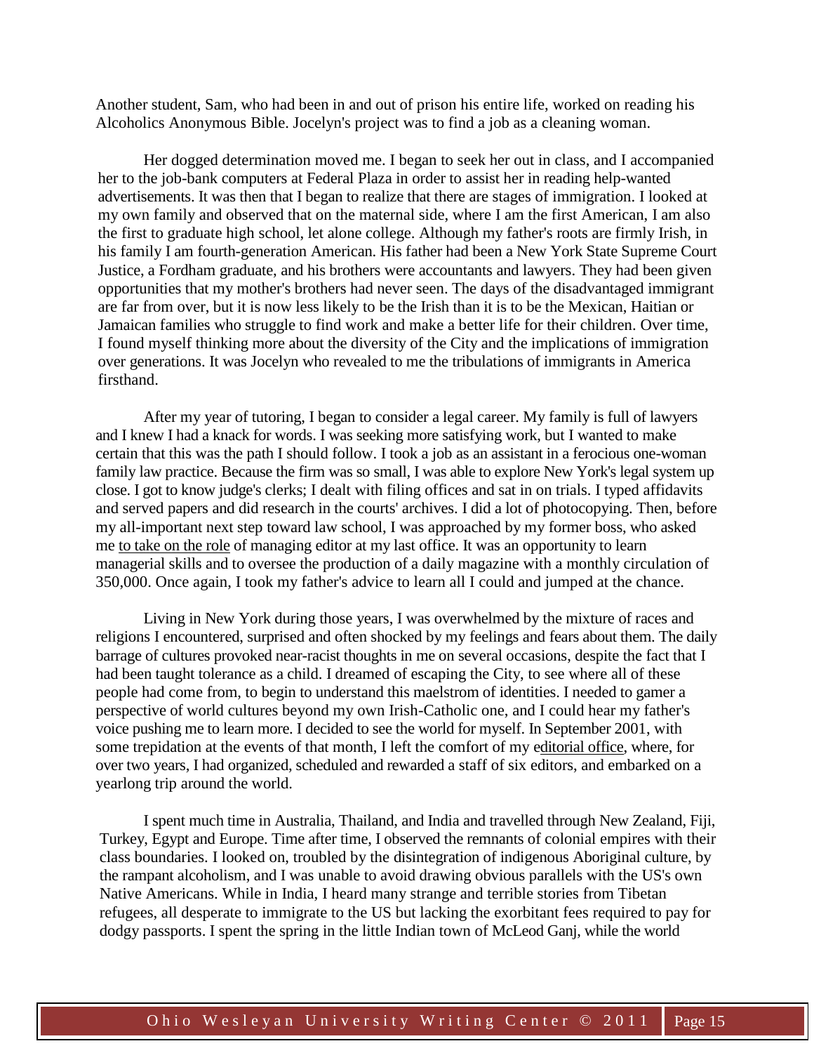Another student, Sam, who had been in and out of prison his entire life, worked on reading his Alcoholics Anonymous Bible. Jocelyn's project was to find a job as a cleaning woman.

Her dogged determination moved me. I began to seek her out in class, and I accompanied her to the job-bank computers at Federal Plaza in order to assist her in reading help-wanted advertisements. It was then that I began to realize that there are stages of immigration. I looked at my own family and observed that on the maternal side, where I am the first American, I am also the first to graduate high school, let alone college. Although my father's roots are firmly Irish, in his family I am fourth-generation American. His father had been a New York State Supreme Court Justice, a Fordham graduate, and his brothers were accountants and lawyers. They had been given opportunities that my mother's brothers had never seen. The days of the disadvantaged immigrant are far from over, but it is now less likely to be the Irish than it is to be the Mexican, Haitian or Jamaican families who struggle to find work and make a better life for their children. Over time, I found myself thinking more about the diversity of the City and the implications of immigration over generations. It was Jocelyn who revealed to me the tribulations of immigrants in America firsthand.

After my year of tutoring, I began to consider a legal career. My family is full of lawyers and I knew I had a knack for words. I was seeking more satisfying work, but I wanted to make certain that this was the path I should follow. I took a job as an assistant in a ferocious one-woman family law practice. Because the firm was so small, I was able to explore New York's legal system up close. I got to know judge's clerks; I dealt with filing offices and sat in on trials. I typed affidavits and served papers and did research in the courts' archives. I did a lot of photocopying. Then, before my all-important next step toward law school, I was approached by my former boss, who asked me to take on the role of managing editor at my last office. It was an opportunity to learn managerial skills and to oversee the production of a daily magazine with a monthly circulation of 350,000. Once again, I took my father's advice to learn all I could and jumped at the chance.

Living in New York during those years, I was overwhelmed by the mixture of races and religions I encountered, surprised and often shocked by my feelings and fears about them. The daily barrage of cultures provoked near-racist thoughts in me on several occasions, despite the fact that I had been taught tolerance as a child. I dreamed of escaping the City, to see where all of these people had come from, to begin to understand this maelstrom of identities. I needed to gamer a perspective of world cultures beyond my own Irish-Catholic one, and I could hear my father's voice pushing me to learn more. I decided to see the world for myself. In September 2001, with some trepidation at the events of that month, I left the comfort of my editorial office, where, for over two years, I had organized, scheduled and rewarded a staff of six editors, and embarked on a yearlong trip around the world.

I spent much time in Australia, Thailand, and India and travelled through New Zealand, Fiji, Turkey, Egypt and Europe. Time after time, I observed the remnants of colonial empires with their class boundaries. I looked on, troubled by the disintegration of indigenous Aboriginal culture, by the rampant alcoholism, and I was unable to avoid drawing obvious parallels with the US's own Native Americans. While in India, I heard many strange and terrible stories from Tibetan refugees, all desperate to immigrate to the US but lacking the exorbitant fees required to pay for dodgy passports. I spent the spring in the little Indian town of McLeod Ganj, while the world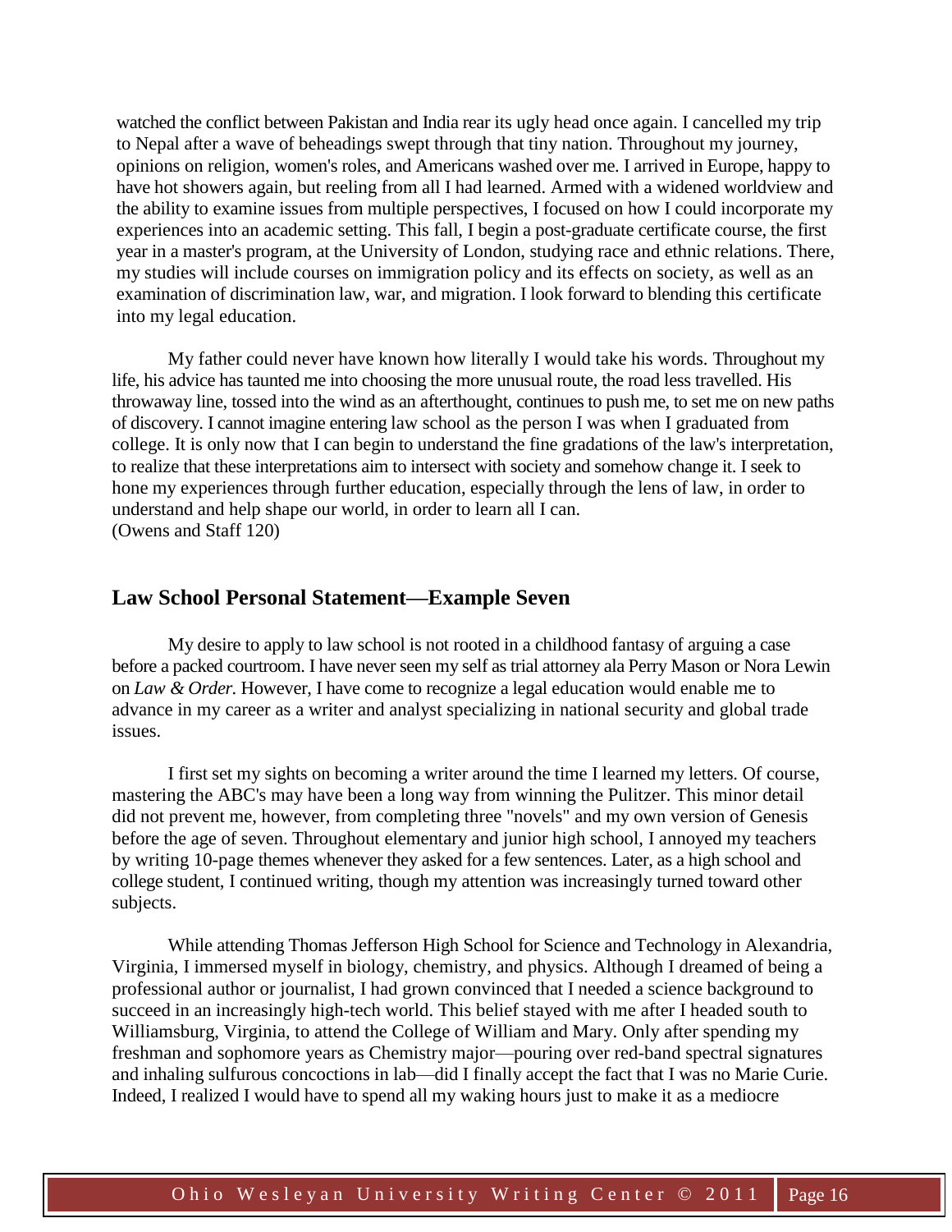watched the conflict between Pakistan and India rear its ugly head once again. I cancelled my trip to Nepal after a wave of beheadings swept through that tiny nation. Throughout my journey, opinions on religion, women's roles, and Americans washed over me. I arrived in Europe, happy to have hot showers again, but reeling from all I had learned. Armed with a widened worldview and the ability to examine issues from multiple perspectives, I focused on how I could incorporate my experiences into an academic setting. This fall, I begin a post-graduate certificate course, the first year in a master's program, at the University of London, studying race and ethnic relations. There, my studies will include courses on immigration policy and its effects on society, as well as an examination of discrimination law, war, and migration. I look forward to blending this certificate into my legal education.

My father could never have known how literally I would take his words. Throughout my life, his advice has taunted me into choosing the more unusual route, the road less travelled. His throwaway line, tossed into the wind as an afterthought, continues to push me, to set me on new paths of discovery. I cannot imagine entering law school as the person I was when I graduated from college. It is only now that I can begin to understand the fine gradations of the law's interpretation, to realize that these interpretations aim to intersect with society and somehow change it. I seek to hone my experiences through further education, especially through the lens of law, in order to understand and help shape our world, in order to learn all I can.
(Owens and Staff 120)

## Law School Personal Statement—Example Seven

My desire to apply to law school is not rooted in a childhood fantasy of arguing a case before a packed courtroom. I have never seen my self as trial attorney ala Perry Mason or Nora Lewin on *Law & Order.* However, I have come to recognize a legal education would enable me to advance in my career as a writer and analyst specializing in national security and global trade issues.

I first set my sights on becoming a writer around the time I learned my letters. Of course, mastering the ABC's may have been a long way from winning the Pulitzer. This minor detail did not prevent me, however, from completing three "novels" and my own version of Genesis before the age of seven. Throughout elementary and junior high school, I annoyed my teachers by writing 10-page themes whenever they asked for a few sentences. Later, as a high school and college student, I continued writing, though my attention was increasingly turned toward other subjects.

While attending Thomas Jefferson High School for Science and Technology in Alexandria, Virginia, I immersed myself in biology, chemistry, and physics. Although I dreamed of being a professional author or journalist, I had grown convinced that I needed a science background to succeed in an increasingly high-tech world. This belief stayed with me after I headed south to Williamsburg, Virginia, to attend the College of William and Mary. Only after spending my freshman and sophomore years as Chemistry major—pouring over red-band spectral signatures and inhaling sulfurous concoctions in lab—did I finally accept the fact that I was no Marie Curie. Indeed, I realized I would have to spend all my waking hours just to make it as a mediocre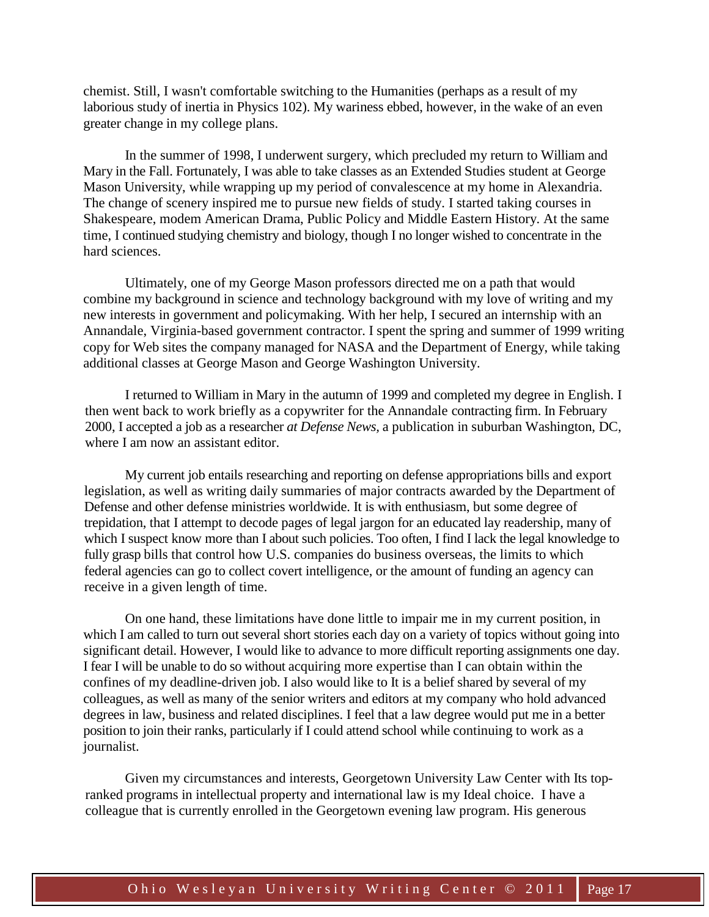chemist. Still, I wasn't comfortable switching to the Humanities (perhaps as a result of my laborious study of inertia in Physics 102). My wariness ebbed, however, in the wake of an even greater change in my college plans.

In the summer of 1998, I underwent surgery, which precluded my return to William and Mary in the Fall. Fortunately, I was able to take classes as an Extended Studies student at George Mason University, while wrapping up my period of convalescence at my home in Alexandria. The change of scenery inspired me to pursue new fields of study. I started taking courses in Shakespeare, modem American Drama, Public Policy and Middle Eastern History. At the same time, I continued studying chemistry and biology, though I no longer wished to concentrate in the hard sciences.

Ultimately, one of my George Mason professors directed me on a path that would combine my background in science and technology background with my love of writing and my new interests in government and policymaking. With her help, I secured an internship with an Annandale, Virginia-based government contractor. I spent the spring and summer of 1999 writing copy for Web sites the company managed for NASA and the Department of Energy, while taking additional classes at George Mason and George Washington University.

I returned to William in Mary in the autumn of 1999 and completed my degree in English. I then went back to work briefly as a copywriter for the Annandale contracting firm. In February 2000, I accepted a job as a researcher *at Defense News*, a publication in suburban Washington, DC, where I am now an assistant editor.

My current job entails researching and reporting on defense appropriations bills and export legislation, as well as writing daily summaries of major contracts awarded by the Department of Defense and other defense ministries worldwide. It is with enthusiasm, but some degree of trepidation, that I attempt to decode pages of legal jargon for an educated lay readership, many of which I suspect know more than I about such policies. Too often, I find I lack the legal knowledge to fully grasp bills that control how U.S. companies do business overseas, the limits to which federal agencies can go to collect covert intelligence, or the amount of funding an agency can receive in a given length of time.

On one hand, these limitations have done little to impair me in my current position, in which I am called to turn out several short stories each day on a variety of topics without going into significant detail. However, I would like to advance to more difficult reporting assignments one day. I fear I will be unable to do so without acquiring more expertise than I can obtain within the confines of my deadline-driven job. I also would like to It is a belief shared by several of my colleagues, as well as many of the senior writers and editors at my company who hold advanced degrees in law, business and related disciplines. I feel that a law degree would put me in a better position to join their ranks, particularly if I could attend school while continuing to work as a journalist.

Given my circumstances and interests, Georgetown University Law Center with Its top-ranked programs in intellectual property and international law is my Ideal choice. I have a colleague that is currently enrolled in the Georgetown evening law program. His generous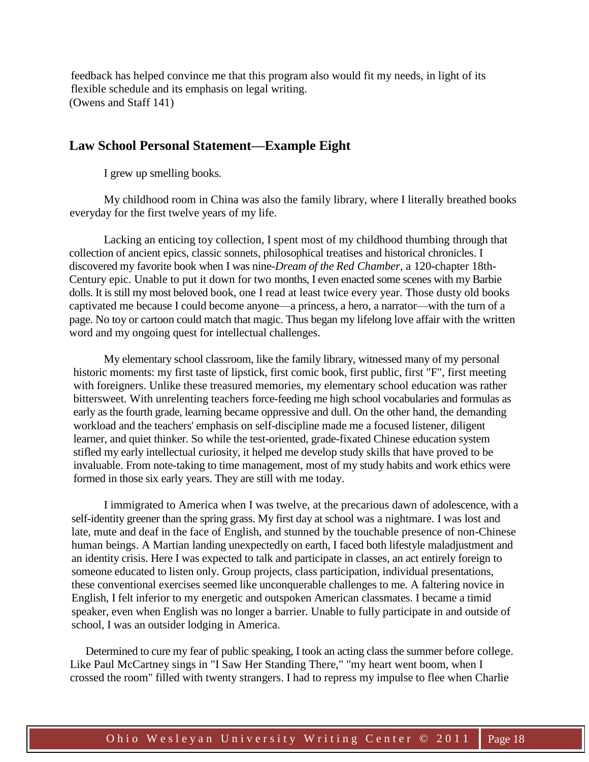feedback has helped convince me that this program also would fit my needs, in light of its flexible schedule and its emphasis on legal writing.
(Owens and Staff 141)

## Law School Personal Statement—Example Eight

I grew up smelling books.

My childhood room in China was also the family library, where I literally breathed books everyday for the first twelve years of my life.

Lacking an enticing toy collection, I spent most of my childhood thumbing through that collection of ancient epics, classic sonnets, philosophical treatises and historical chronicles. I discovered my favorite book when I was nine-*Dream of the Red Chamber,* a 120-chapter 18th-Century epic. Unable to put it down for two months, I even enacted some scenes with my Barbie dolls. It is still my most beloved book, one I read at least twice every year. Those dusty old books captivated me because I could become anyone—a princess, a hero, a narrator—with the turn of a page. No toy or cartoon could match that magic. Thus began my lifelong love affair with the written word and my ongoing quest for intellectual challenges.

My elementary school classroom, like the family library, witnessed many of my personal historic moments: my first taste of lipstick, first comic book, first public, first "F", first meeting with foreigners. Unlike these treasured memories, my elementary school education was rather bittersweet. With unrelenting teachers force-feeding me high school vocabularies and formulas as early as the fourth grade, learning became oppressive and dull. On the other hand, the demanding workload and the teachers' emphasis on self-discipline made me a focused listener, diligent learner, and quiet thinker. So while the test-oriented, grade-fixated Chinese education system stifled my early intellectual curiosity, it helped me develop study skills that have proved to be invaluable. From note-taking to time management, most of my study habits and work ethics were formed in those six early years. They are still with me today.

I immigrated to America when I was twelve, at the precarious dawn of adolescence, with a self-identity greener than the spring grass. My first day at school was a nightmare. I was lost and late, mute and deaf in the face of English, and stunned by the touchable presence of non-Chinese human beings. A Martian landing unexpectedly on earth, I faced both lifestyle maladjustment and an identity crisis. Here I was expected to talk and participate in classes, an act entirely foreign to someone educated to listen only. Group projects, class participation, individual presentations, these conventional exercises seemed like unconquerable challenges to me. A faltering novice in English, I felt inferior to my energetic and outspoken American classmates. I became a timid speaker, even when English was no longer a barrier. Unable to fully participate in and outside of school, I was an outsider lodging in America.

Determined to cure my fear of public speaking, I took an acting class the summer before college. Like Paul McCartney sings in "I Saw Her Standing There," "my heart went boom, when I crossed the room" filled with twenty strangers. I had to repress my impulse to flee when Charlie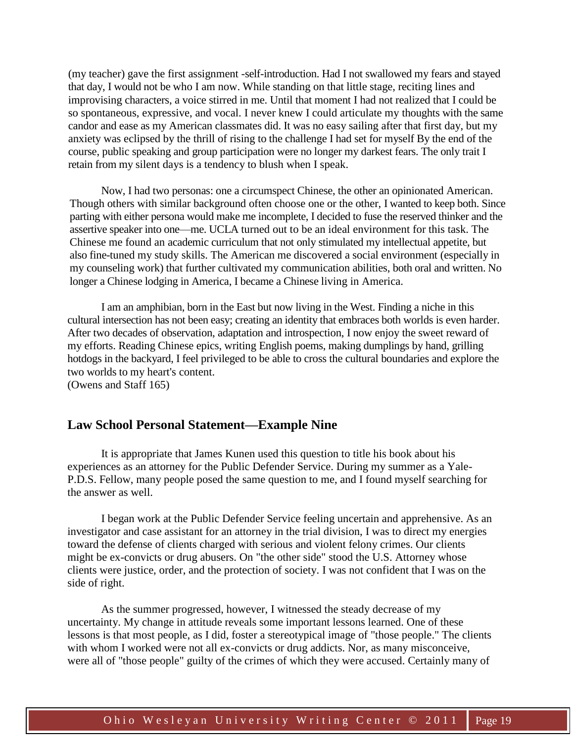(my teacher) gave the first assignment -self-introduction. Had I not swallowed my fears and stayed that day, I would not be who I am now. While standing on that little stage, reciting lines and improvising characters, a voice stirred in me. Until that moment I had not realized that I could be so spontaneous, expressive, and vocal. I never knew I could articulate my thoughts with the same candor and ease as my American classmates did. It was no easy sailing after that first day, but my anxiety was eclipsed by the thrill of rising to the challenge I had set for myself By the end of the course, public speaking and group participation were no longer my darkest fears. The only trait I retain from my silent days is a tendency to blush when I speak.

Now, I had two personas: one a circumspect Chinese, the other an opinionated American. Though others with similar background often choose one or the other, I wanted to keep both. Since parting with either persona would make me incomplete, I decided to fuse the reserved thinker and the assertive speaker into one—me. UCLA turned out to be an ideal environment for this task. The Chinese me found an academic curriculum that not only stimulated my intellectual appetite, but also fine-tuned my study skills. The American me discovered a social environment (especially in my counseling work) that further cultivated my communication abilities, both oral and written. No longer a Chinese lodging in America, I became a Chinese living in America.

I am an amphibian, born in the East but now living in the West. Finding a niche in this cultural intersection has not been easy; creating an identity that embraces both worlds is even harder. After two decades of observation, adaptation and introspection, I now enjoy the sweet reward of my efforts. Reading Chinese epics, writing English poems, making dumplings by hand, grilling hotdogs in the backyard, I feel privileged to be able to cross the cultural boundaries and explore the two worlds to my heart's content.
(Owens and Staff 165)

## Law School Personal Statement—Example Nine

It is appropriate that James Kunen used this question to title his book about his experiences as an attorney for the Public Defender Service. During my summer as a Yale-P.D.S. Fellow, many people posed the same question to me, and I found myself searching for the answer as well.

I began work at the Public Defender Service feeling uncertain and apprehensive. As an investigator and case assistant for an attorney in the trial division, I was to direct my energies toward the defense of clients charged with serious and violent felony crimes. Our clients might be ex-convicts or drug abusers. On "the other side" stood the U.S. Attorney whose clients were justice, order, and the protection of society. I was not confident that I was on the side of right.

As the summer progressed, however, I witnessed the steady decrease of my uncertainty. My change in attitude reveals some important lessons learned. One of these lessons is that most people, as I did, foster a stereotypical image of "those people." The clients with whom I worked were not all ex-convicts or drug addicts. Nor, as many misconceive, were all of "those people" guilty of the crimes of which they were accused. Certainly many of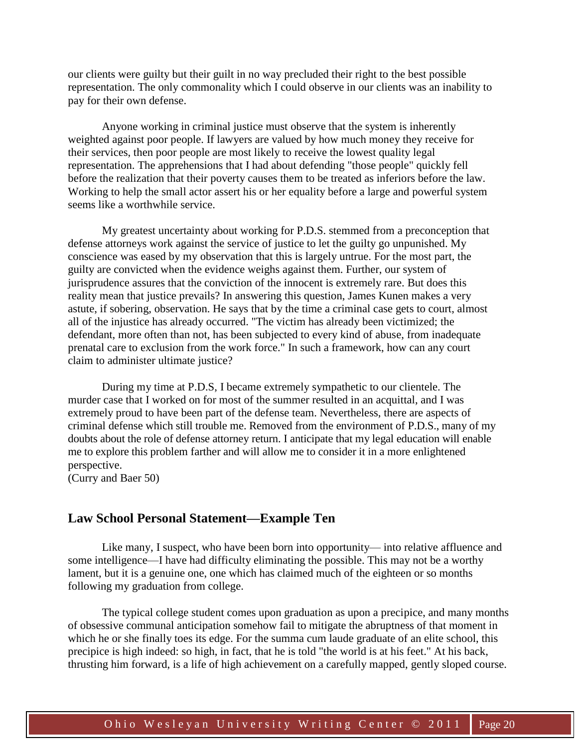our clients were guilty but their guilt in no way precluded their right to the best possible representation. The only commonality which I could observe in our clients was an inability to pay for their own defense.

Anyone working in criminal justice must observe that the system is inherently weighted against poor people. If lawyers are valued by how much money they receive for their services, then poor people are most likely to receive the lowest quality legal representation. The apprehensions that I had about defending "those people" quickly fell before the realization that their poverty causes them to be treated as inferiors before the law. Working to help the small actor assert his or her equality before a large and powerful system seems like a worthwhile service.

My greatest uncertainty about working for P.D.S. stemmed from a preconception that defense attorneys work against the service of justice to let the guilty go unpunished. My conscience was eased by my observation that this is largely untrue. For the most part, the guilty are convicted when the evidence weighs against them. Further, our system of jurisprudence assures that the conviction of the innocent is extremely rare. But does this reality mean that justice prevails? In answering this question, James Kunen makes a very astute, if sobering, observation. He says that by the time a criminal case gets to court, almost all of the injustice has already occurred. "The victim has already been victimized; the defendant, more often than not, has been subjected to every kind of abuse, from inadequate prenatal care to exclusion from the work force." In such a framework, how can any court claim to administer ultimate justice?

During my time at P.D.S, I became extremely sympathetic to our clientele. The murder case that I worked on for most of the summer resulted in an acquittal, and I was extremely proud to have been part of the defense team. Nevertheless, there are aspects of criminal defense which still trouble me. Removed from the environment of P.D.S., many of my doubts about the role of defense attorney return. I anticipate that my legal education will enable me to explore this problem farther and will allow me to consider it in a more enlightened perspective.
(Curry and Baer 50)

## Law School Personal Statement—Example Ten

Like many, I suspect, who have been born into opportunity— into relative affluence and some intelligence—I have had difficulty eliminating the possible. This may not be a worthy lament, but it is a genuine one, one which has claimed much of the eighteen or so months following my graduation from college.

The typical college student comes upon graduation as upon a precipice, and many months of obsessive communal anticipation somehow fail to mitigate the abruptness of that moment in which he or she finally toes its edge. For the summa cum laude graduate of an elite school, this precipice is high indeed: so high, in fact, that he is told "the world is at his feet." At his back, thrusting him forward, is a life of high achievement on a carefully mapped, gently sloped course.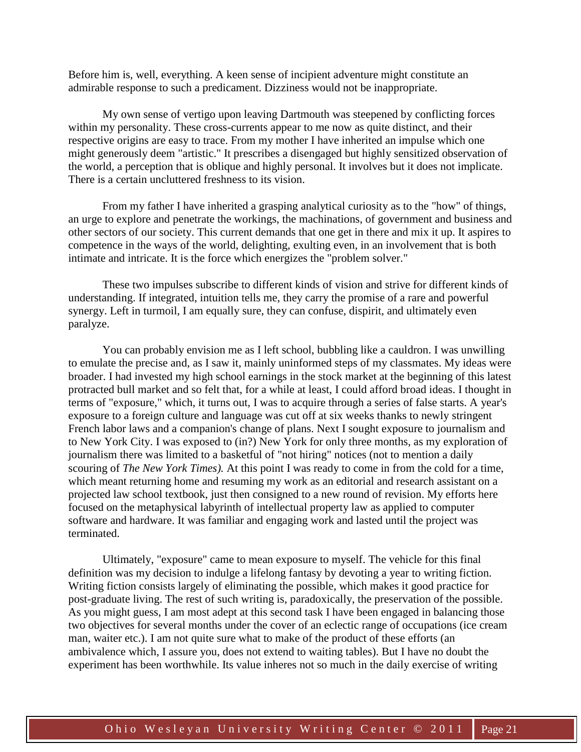Before him is, well, everything. A keen sense of incipient adventure might constitute an admirable response to such a predicament. Dizziness would not be inappropriate.

My own sense of vertigo upon leaving Dartmouth was steepened by conflicting forces within my personality. These cross-currents appear to me now as quite distinct, and their respective origins are easy to trace. From my mother I have inherited an impulse which one might generously deem "artistic." It prescribes a disengaged but highly sensitized observation of the world, a perception that is oblique and highly personal. It involves but it does not implicate. There is a certain uncluttered freshness to its vision.

From my father I have inherited a grasping analytical curiosity as to the "how" of things, an urge to explore and penetrate the workings, the machinations, of government and business and other sectors of our society. This current demands that one get in there and mix it up. It aspires to competence in the ways of the world, delighting, exulting even, in an involvement that is both intimate and intricate. It is the force which energizes the "problem solver."

These two impulses subscribe to different kinds of vision and strive for different kinds of understanding. If integrated, intuition tells me, they carry the promise of a rare and powerful synergy. Left in turmoil, I am equally sure, they can confuse, dispirit, and ultimately even paralyze.

You can probably envision me as I left school, bubbling like a cauldron. I was unwilling to emulate the precise and, as I saw it, mainly uninformed steps of my classmates. My ideas were broader. I had invested my high school earnings in the stock market at the beginning of this latest protracted bull market and so felt that, for a while at least, I could afford broad ideas. I thought in terms of "exposure," which, it turns out, I was to acquire through a series of false starts. A year's exposure to a foreign culture and language was cut off at six weeks thanks to newly stringent French labor laws and a companion's change of plans. Next I sought exposure to journalism and to New York City. I was exposed to (in?) New York for only three months, as my exploration of journalism there was limited to a basketful of "not hiring" notices (not to mention a daily scouring of *The New York Times).* At this point I was ready to come in from the cold for a time, which meant returning home and resuming my work as an editorial and research assistant on a projected law school textbook, just then consigned to a new round of revision. My efforts here focused on the metaphysical labyrinth of intellectual property law as applied to computer software and hardware. It was familiar and engaging work and lasted until the project was terminated.

Ultimately, "exposure" came to mean exposure to myself. The vehicle for this final definition was my decision to indulge a lifelong fantasy by devoting a year to writing fiction. Writing fiction consists largely of eliminating the possible, which makes it good practice for post-graduate living. The rest of such writing is, paradoxically, the preservation of the possible. As you might guess, I am most adept at this second task I have been engaged in balancing those two objectives for several months under the cover of an eclectic range of occupations (ice cream man, waiter etc.). I am not quite sure what to make of the product of these efforts (an ambivalence which, I assure you, does not extend to waiting tables). But I have no doubt the experiment has been worthwhile. Its value inheres not so much in the daily exercise of writing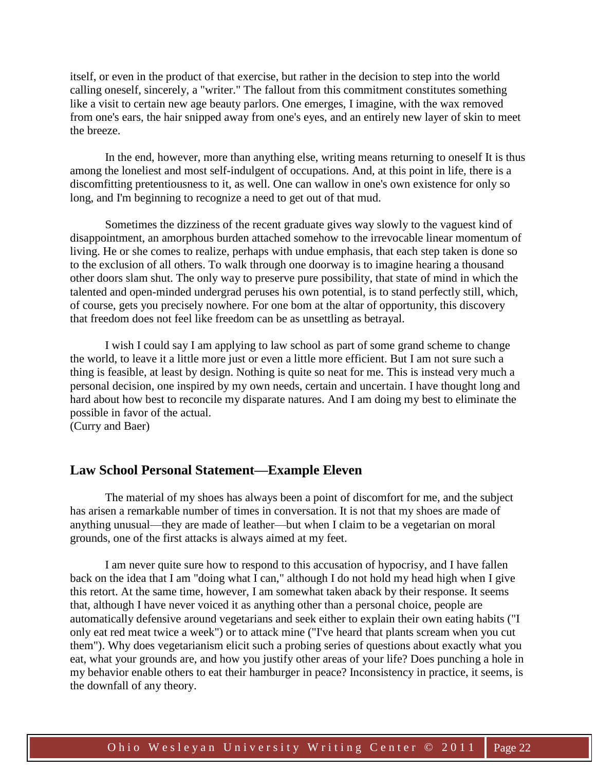itself, or even in the product of that exercise, but rather in the decision to step into the world calling oneself, sincerely, a "writer." The fallout from this commitment constitutes something like a visit to certain new age beauty parlors. One emerges, I imagine, with the wax removed from one's ears, the hair snipped away from one's eyes, and an entirely new layer of skin to meet the breeze.

In the end, however, more than anything else, writing means returning to oneself It is thus among the loneliest and most self-indulgent of occupations. And, at this point in life, there is a discomfitting pretentiousness to it, as well. One can wallow in one's own existence for only so long, and I'm beginning to recognize a need to get out of that mud.

Sometimes the dizziness of the recent graduate gives way slowly to the vaguest kind of disappointment, an amorphous burden attached somehow to the irrevocable linear momentum of living. He or she comes to realize, perhaps with undue emphasis, that each step taken is done so to the exclusion of all others. To walk through one doorway is to imagine hearing a thousand other doors slam shut. The only way to preserve pure possibility, that state of mind in which the talented and open-minded undergrad peruses his own potential, is to stand perfectly still, which, of course, gets you precisely nowhere. For one bom at the altar of opportunity, this discovery that freedom does not feel like freedom can be as unsettling as betrayal.

I wish I could say I am applying to law school as part of some grand scheme to change the world, to leave it a little more just or even a little more efficient. But I am not sure such a thing is feasible, at least by design. Nothing is quite so neat for me. This is instead very much a personal decision, one inspired by my own needs, certain and uncertain. I have thought long and hard about how best to reconcile my disparate natures. And I am doing my best to eliminate the possible in favor of the actual.
(Curry and Baer)

## Law School Personal Statement—Example Eleven

The material of my shoes has always been a point of discomfort for me, and the subject has arisen a remarkable number of times in conversation. It is not that my shoes are made of anything unusual—they are made of leather—but when I claim to be a vegetarian on moral grounds, one of the first attacks is always aimed at my feet.

I am never quite sure how to respond to this accusation of hypocrisy, and I have fallen back on the idea that I am "doing what I can," although I do not hold my head high when I give this retort. At the same time, however, I am somewhat taken aback by their response. It seems that, although I have never voiced it as anything other than a personal choice, people are automatically defensive around vegetarians and seek either to explain their own eating habits ("I only eat red meat twice a week") or to attack mine ("I've heard that plants scream when you cut them"). Why does vegetarianism elicit such a probing series of questions about exactly what you eat, what your grounds are, and how you justify other areas of your life? Does punching a hole in my behavior enable others to eat their hamburger in peace? Inconsistency in practice, it seems, is the downfall of any theory.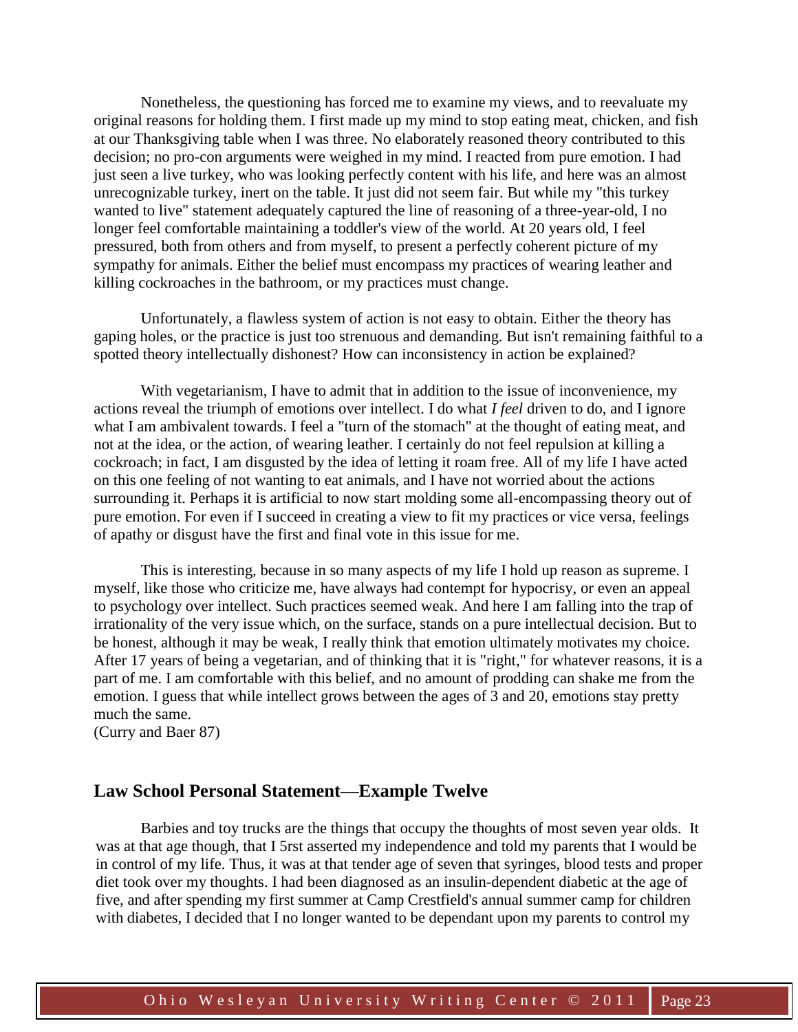Nonetheless, the questioning has forced me to examine my views, and to reevaluate my original reasons for holding them. I first made up my mind to stop eating meat, chicken, and fish at our Thanksgiving table when I was three. No elaborately reasoned theory contributed to this decision; no pro-con arguments were weighed in my mind. I reacted from pure emotion. I had just seen a live turkey, who was looking perfectly content with his life, and here was an almost unrecognizable turkey, inert on the table. It just did not seem fair. But while my "this turkey wanted to live" statement adequately captured the line of reasoning of a three-year-old, I no longer feel comfortable maintaining a toddler's view of the world. At 20 years old, I feel pressured, both from others and from myself, to present a perfectly coherent picture of my sympathy for animals. Either the belief must encompass my practices of wearing leather and killing cockroaches in the bathroom, or my practices must change.

Unfortunately, a flawless system of action is not easy to obtain. Either the theory has gaping holes, or the practice is just too strenuous and demanding. But isn't remaining faithful to a spotted theory intellectually dishonest? How can inconsistency in action be explained?

With vegetarianism, I have to admit that in addition to the issue of inconvenience, my actions reveal the triumph of emotions over intellect. I do what *I feel* driven to do, and I ignore what I am ambivalent towards. I feel a "turn of the stomach" at the thought of eating meat, and not at the idea, or the action, of wearing leather. I certainly do not feel repulsion at killing a cockroach; in fact, I am disgusted by the idea of letting it roam free. All of my life I have acted on this one feeling of not wanting to eat animals, and I have not worried about the actions surrounding it. Perhaps it is artificial to now start molding some all-encompassing theory out of pure emotion. For even if I succeed in creating a view to fit my practices or vice versa, feelings of apathy or disgust have the first and final vote in this issue for me.

This is interesting, because in so many aspects of my life I hold up reason as supreme. I myself, like those who criticize me, have always had contempt for hypocrisy, or even an appeal to psychology over intellect. Such practices seemed weak. And here I am falling into the trap of irrationality of the very issue which, on the surface, stands on a pure intellectual decision. But to be honest, although it may be weak, I really think that emotion ultimately motivates my choice. After 17 years of being a vegetarian, and of thinking that it is "right," for whatever reasons, it is a part of me. I am comfortable with this belief, and no amount of prodding can shake me from the emotion. I guess that while intellect grows between the ages of 3 and 20, emotions stay pretty much the same.
(Curry and Baer 87)

## Law School Personal Statement—Example Twelve

Barbies and toy trucks are the things that occupy the thoughts of most seven year olds. It was at that age though, that I 5rst asserted my independence and told my parents that I would be in control of my life. Thus, it was at that tender age of seven that syringes, blood tests and proper diet took over my thoughts. I had been diagnosed as an insulin-dependent diabetic at the age of five, and after spending my first summer at Camp Crestfield's annual summer camp for children with diabetes, I decided that I no longer wanted to be dependant upon my parents to control my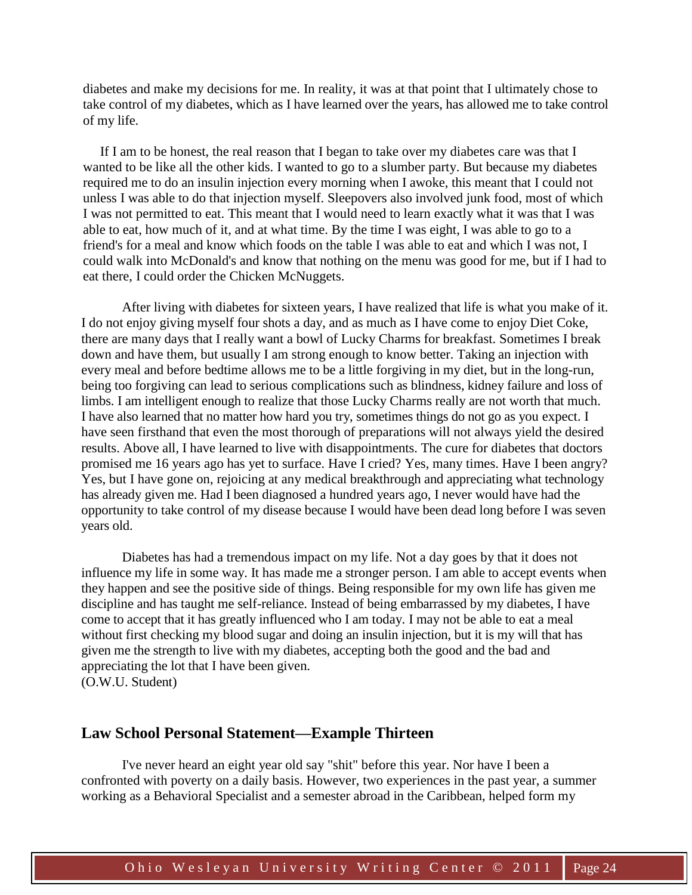diabetes and make my decisions for me. In reality, it was at that point that I ultimately chose to take control of my diabetes, which as I have learned over the years, has allowed me to take control of my life.

If I am to be honest, the real reason that I began to take over my diabetes care was that I wanted to be like all the other kids. I wanted to go to a slumber party. But because my diabetes required me to do an insulin injection every morning when I awoke, this meant that I could not unless I was able to do that injection myself. Sleepovers also involved junk food, most of which I was not permitted to eat. This meant that I would need to learn exactly what it was that I was able to eat, how much of it, and at what time. By the time I was eight, I was able to go to a friend's for a meal and know which foods on the table I was able to eat and which I was not, I could walk into McDonald's and know that nothing on the menu was good for me, but if I had to eat there, I could order the Chicken McNuggets.

After living with diabetes for sixteen years, I have realized that life is what you make of it. I do not enjoy giving myself four shots a day, and as much as I have come to enjoy Diet Coke, there are many days that I really want a bowl of Lucky Charms for breakfast. Sometimes I break down and have them, but usually I am strong enough to know better. Taking an injection with every meal and before bedtime allows me to be a little forgiving in my diet, but in the long-run, being too forgiving can lead to serious complications such as blindness, kidney failure and loss of limbs. I am intelligent enough to realize that those Lucky Charms really are not worth that much. I have also learned that no matter how hard you try, sometimes things do not go as you expect. I have seen firsthand that even the most thorough of preparations will not always yield the desired results. Above all, I have learned to live with disappointments. The cure for diabetes that doctors promised me 16 years ago has yet to surface. Have I cried? Yes, many times. Have I been angry? Yes, but I have gone on, rejoicing at any medical breakthrough and appreciating what technology has already given me. Had I been diagnosed a hundred years ago, I never would have had the opportunity to take control of my disease because I would have been dead long before I was seven years old.

Diabetes has had a tremendous impact on my life. Not a day goes by that it does not influence my life in some way. It has made me a stronger person. I am able to accept events when they happen and see the positive side of things. Being responsible for my own life has given me discipline and has taught me self-reliance. Instead of being embarrassed by my diabetes, I have come to accept that it has greatly influenced who I am today. I may not be able to eat a meal without first checking my blood sugar and doing an insulin injection, but it is my will that has given me the strength to live with my diabetes, accepting both the good and the bad and appreciating the lot that I have been given.
(O.W.U. Student)

## Law School Personal Statement—Example Thirteen

I've never heard an eight year old say "shit" before this year. Nor have I been a confronted with poverty on a daily basis. However, two experiences in the past year, a summer working as a Behavioral Specialist and a semester abroad in the Caribbean, helped form my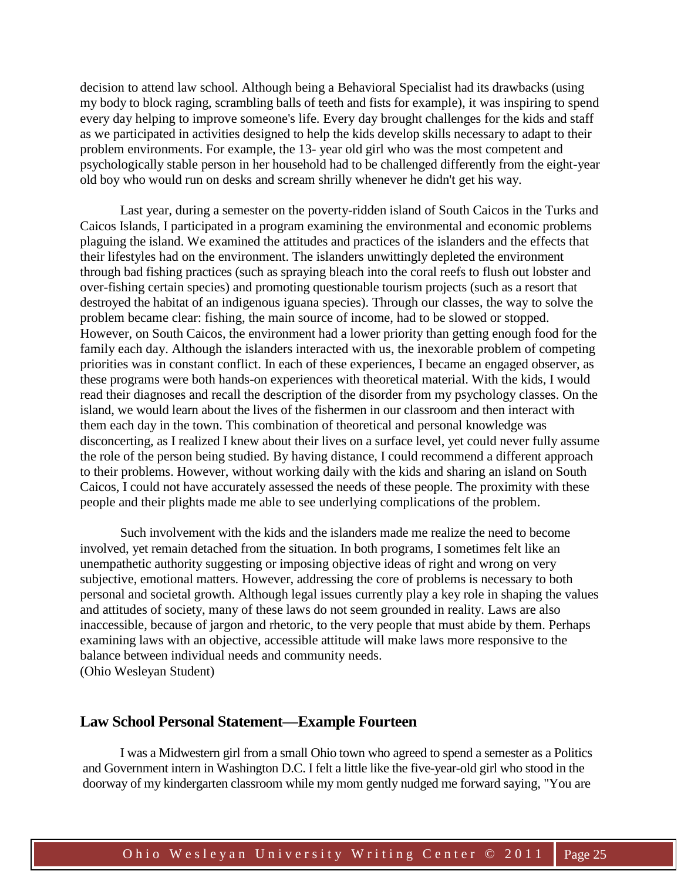decision to attend law school. Although being a Behavioral Specialist had its drawbacks (using my body to block raging, scrambling balls of teeth and fists for example), it was inspiring to spend every day helping to improve someone's life. Every day brought challenges for the kids and staff as we participated in activities designed to help the kids develop skills necessary to adapt to their problem environments. For example, the 13- year old girl who was the most competent and psychologically stable person in her household had to be challenged differently from the eight-year old boy who would run on desks and scream shrilly whenever he didn't get his way.

Last year, during a semester on the poverty-ridden island of South Caicos in the Turks and Caicos Islands, I participated in a program examining the environmental and economic problems plaguing the island. We examined the attitudes and practices of the islanders and the effects that their lifestyles had on the environment. The islanders unwittingly depleted the environment through bad fishing practices (such as spraying bleach into the coral reefs to flush out lobster and over-fishing certain species) and promoting questionable tourism projects (such as a resort that destroyed the habitat of an indigenous iguana species). Through our classes, the way to solve the problem became clear: fishing, the main source of income, had to be slowed or stopped. However, on South Caicos, the environment had a lower priority than getting enough food for the family each day. Although the islanders interacted with us, the inexorable problem of competing priorities was in constant conflict. In each of these experiences, I became an engaged observer, as these programs were both hands-on experiences with theoretical material. With the kids, I would read their diagnoses and recall the description of the disorder from my psychology classes. On the island, we would learn about the lives of the fishermen in our classroom and then interact with them each day in the town. This combination of theoretical and personal knowledge was disconcerting, as I realized I knew about their lives on a surface level, yet could never fully assume the role of the person being studied. By having distance, I could recommend a different approach to their problems. However, without working daily with the kids and sharing an island on South Caicos, I could not have accurately assessed the needs of these people. The proximity with these people and their plights made me able to see underlying complications of the problem.

Such involvement with the kids and the islanders made me realize the need to become involved, yet remain detached from the situation. In both programs, I sometimes felt like an unempathetic authority suggesting or imposing objective ideas of right and wrong on very subjective, emotional matters. However, addressing the core of problems is necessary to both personal and societal growth. Although legal issues currently play a key role in shaping the values and attitudes of society, many of these laws do not seem grounded in reality. Laws are also inaccessible, because of jargon and rhetoric, to the very people that must abide by them. Perhaps examining laws with an objective, accessible attitude will make laws more responsive to the balance between individual needs and community needs.
(Ohio Wesleyan Student)

## Law School Personal Statement—Example Fourteen

I was a Midwestern girl from a small Ohio town who agreed to spend a semester as a Politics and Government intern in Washington D.C. I felt a little like the five-year-old girl who stood in the doorway of my kindergarten classroom while my mom gently nudged me forward saying, "You are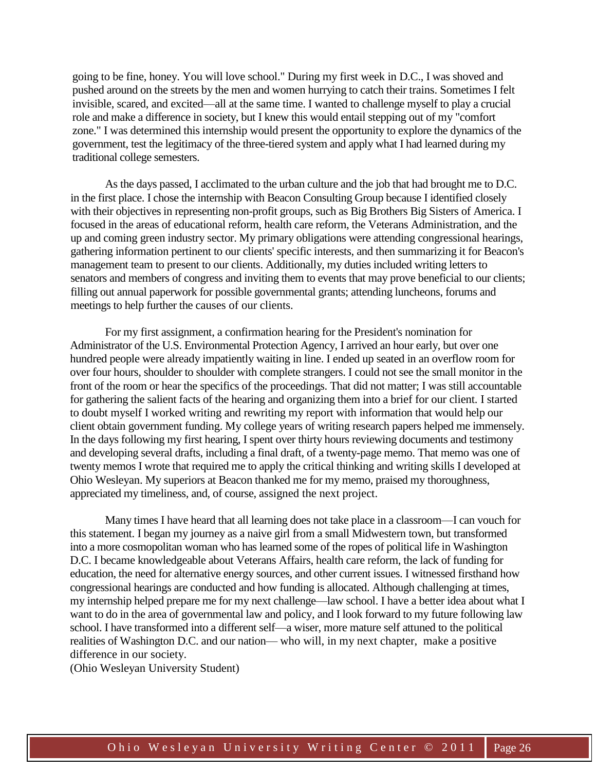going to be fine, honey. You will love school." During my first week in D.C., I was shoved and pushed around on the streets by the men and women hurrying to catch their trains. Sometimes I felt invisible, scared, and excited—all at the same time. I wanted to challenge myself to play a crucial role and make a difference in society, but I knew this would entail stepping out of my "comfort zone." I was determined this internship would present the opportunity to explore the dynamics of the government, test the legitimacy of the three-tiered system and apply what I had learned during my traditional college semesters.

As the days passed, I acclimated to the urban culture and the job that had brought me to D.C. in the first place. I chose the internship with Beacon Consulting Group because I identified closely with their objectives in representing non-profit groups, such as Big Brothers Big Sisters of America. I focused in the areas of educational reform, health care reform, the Veterans Administration, and the up and coming green industry sector. My primary obligations were attending congressional hearings, gathering information pertinent to our clients' specific interests, and then summarizing it for Beacon's management team to present to our clients. Additionally, my duties included writing letters to senators and members of congress and inviting them to events that may prove beneficial to our clients; filling out annual paperwork for possible governmental grants; attending luncheons, forums and meetings to help further the causes of our clients.

For my first assignment, a confirmation hearing for the President's nomination for Administrator of the U.S. Environmental Protection Agency, I arrived an hour early, but over one hundred people were already impatiently waiting in line. I ended up seated in an overflow room for over four hours, shoulder to shoulder with complete strangers. I could not see the small monitor in the front of the room or hear the specifics of the proceedings. That did not matter; I was still accountable for gathering the salient facts of the hearing and organizing them into a brief for our client. I started to doubt myself I worked writing and rewriting my report with information that would help our client obtain government funding. My college years of writing research papers helped me immensely. In the days following my first hearing, I spent over thirty hours reviewing documents and testimony and developing several drafts, including a final draft, of a twenty-page memo. That memo was one of twenty memos I wrote that required me to apply the critical thinking and writing skills I developed at Ohio Wesleyan. My superiors at Beacon thanked me for my memo, praised my thoroughness, appreciated my timeliness, and, of course, assigned the next project.

Many times I have heard that all learning does not take place in a classroom—I can vouch for this statement. I began my journey as a naive girl from a small Midwestern town, but transformed into a more cosmopolitan woman who has learned some of the ropes of political life in Washington D.C. I became knowledgeable about Veterans Affairs, health care reform, the lack of funding for education, the need for alternative energy sources, and other current issues. I witnessed firsthand how congressional hearings are conducted and how funding is allocated. Although challenging at times, my internship helped prepare me for my next challenge—law school. I have a better idea about what I want to do in the area of governmental law and policy, and I look forward to my future following law school. I have transformed into a different self—a wiser, more mature self attuned to the political realities of Washington D.C. and our nation— who will, in my next chapter, make a positive difference in our society.
(Ohio Wesleyan University Student)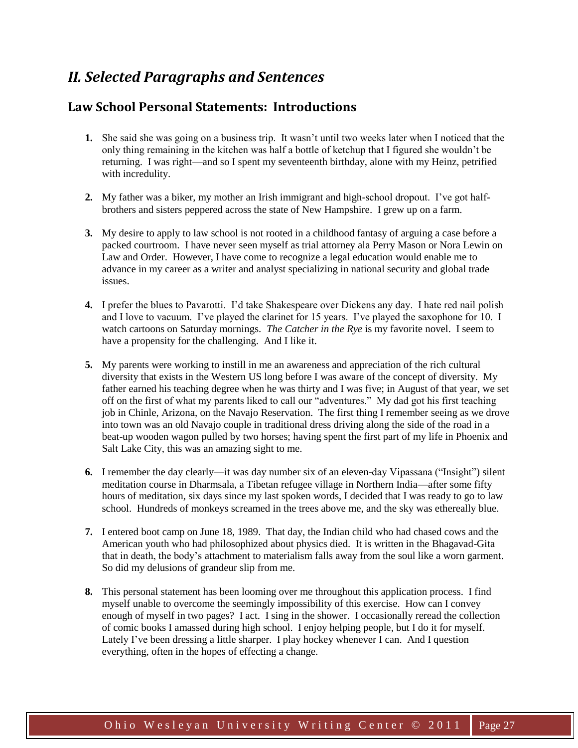# *II. Selected Paragraphs and Sentences*

## Law School Personal Statements: Introductions

1. She said she was going on a business trip. It wasn't until two weeks later when I noticed that the only thing remaining in the kitchen was half a bottle of ketchup that I figured she wouldn't be returning. I was right—and so I spent my seventeenth birthday, alone with my Heinz, petrified with incredulity.

2. My father was a biker, my mother an Irish immigrant and high-school dropout. I've got half-brothers and sisters peppered across the state of New Hampshire. I grew up on a farm.

3. My desire to apply to law school is not rooted in a childhood fantasy of arguing a case before a packed courtroom. I have never seen myself as trial attorney ala Perry Mason or Nora Lewin on Law and Order. However, I have come to recognize a legal education would enable me to advance in my career as a writer and analyst specializing in national security and global trade issues.

4. I prefer the blues to Pavarotti. I'd take Shakespeare over Dickens any day. I hate red nail polish and I love to vacuum. I've played the clarinet for 15 years. I've played the saxophone for 10. I watch cartoons on Saturday mornings. *The Catcher in the Rye* is my favorite novel. I seem to have a propensity for the challenging. And I like it.

5. My parents were working to instill in me an awareness and appreciation of the rich cultural diversity that exists in the Western US long before I was aware of the concept of diversity. My father earned his teaching degree when he was thirty and I was five; in August of that year, we set off on the first of what my parents liked to call our "adventures." My dad got his first teaching job in Chinle, Arizona, on the Navajo Reservation. The first thing I remember seeing as we drove into town was an old Navajo couple in traditional dress driving along the side of the road in a beat-up wooden wagon pulled by two horses; having spent the first part of my life in Phoenix and Salt Lake City, this was an amazing sight to me.

6. I remember the day clearly—it was day number six of an eleven-day Vipassana ("Insight") silent meditation course in Dharmsala, a Tibetan refugee village in Northern India—after some fifty hours of meditation, six days since my last spoken words, I decided that I was ready to go to law school. Hundreds of monkeys screamed in the trees above me, and the sky was ethereally blue.

7. I entered boot camp on June 18, 1989. That day, the Indian child who had chased cows and the American youth who had philosophized about physics died. It is written in the Bhagavad-Gita that in death, the body's attachment to materialism falls away from the soul like a worn garment. So did my delusions of grandeur slip from me.

8. This personal statement has been looming over me throughout this application process. I find myself unable to overcome the seemingly impossibility of this exercise. How can I convey enough of myself in two pages? I act. I sing in the shower. I occasionally reread the collection of comic books I amassed during high school. I enjoy helping people, but I do it for myself. Lately I've been dressing a little sharper. I play hockey whenever I can. And I question everything, often in the hopes of effecting a change.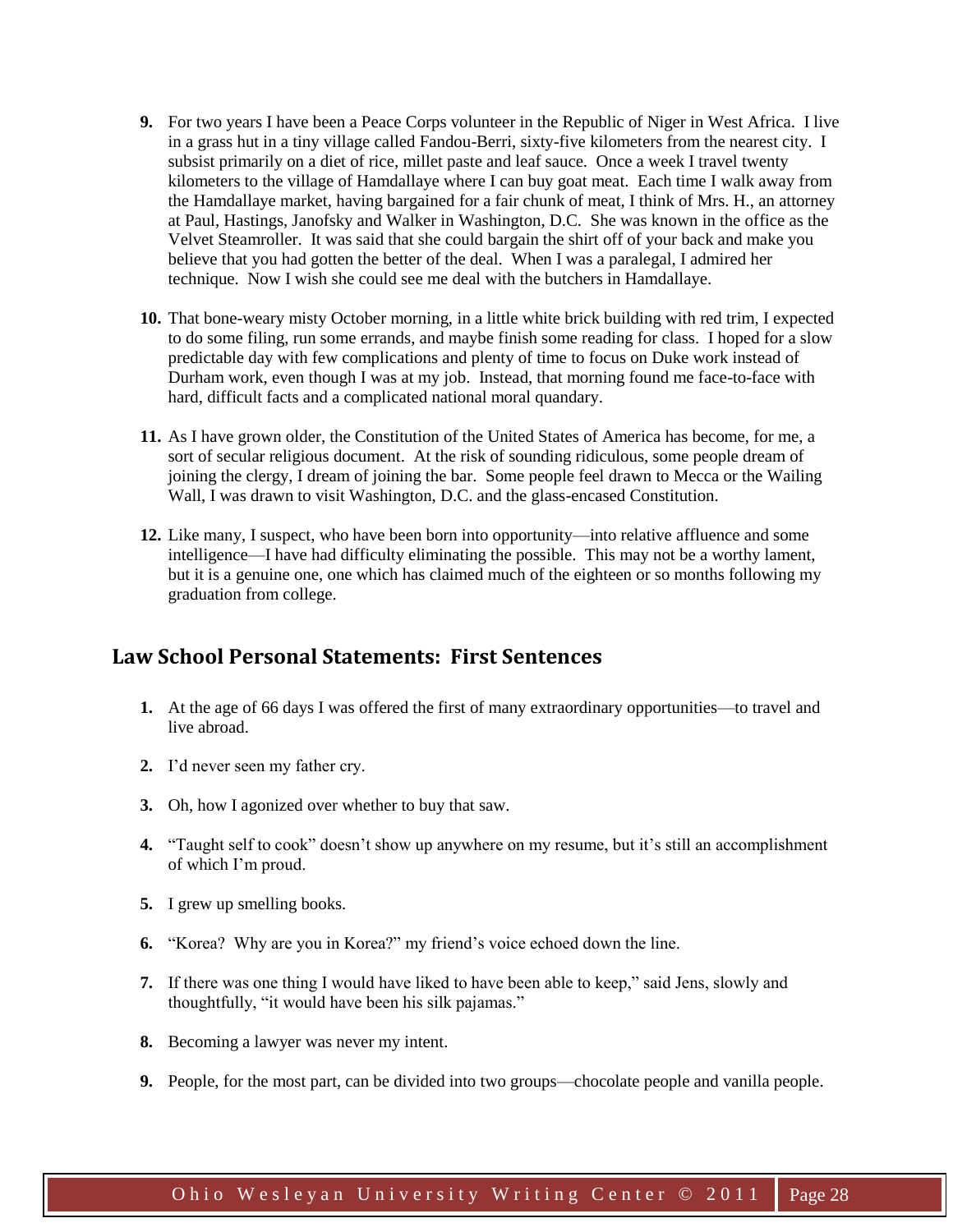9. For two years I have been a Peace Corps volunteer in the Republic of Niger in West Africa. I live in a grass hut in a tiny village called Fandou-Berri, sixty-five kilometers from the nearest city. I subsist primarily on a diet of rice, millet paste and leaf sauce. Once a week I travel twenty kilometers to the village of Hamdallaye where I can buy goat meat. Each time I walk away from the Hamdallaye market, having bargained for a fair chunk of meat, I think of Mrs. H., an attorney at Paul, Hastings, Janofsky and Walker in Washington, D.C. She was known in the office as the Velvet Steamroller. It was said that she could bargain the shirt off of your back and make you believe that you had gotten the better of the deal. When I was a paralegal, I admired her technique. Now I wish she could see me deal with the butchers in Hamdallaye.

10. That bone-weary misty October morning, in a little white brick building with red trim, I expected to do some filing, run some errands, and maybe finish some reading for class. I hoped for a slow predictable day with few complications and plenty of time to focus on Duke work instead of Durham work, even though I was at my job. Instead, that morning found me face-to-face with hard, difficult facts and a complicated national moral quandary.

11. As I have grown older, the Constitution of the United States of America has become, for me, a sort of secular religious document. At the risk of sounding ridiculous, some people dream of joining the clergy, I dream of joining the bar. Some people feel drawn to Mecca or the Wailing Wall, I was drawn to visit Washington, D.C. and the glass-encased Constitution.

12. Like many, I suspect, who have been born into opportunity—into relative affluence and some intelligence—I have had difficulty eliminating the possible. This may not be a worthy lament, but it is a genuine one, one which has claimed much of the eighteen or so months following my graduation from college.

## Law School Personal Statements: First Sentences

1. At the age of 66 days I was offered the first of many extraordinary opportunities—to travel and live abroad.

2. I'd never seen my father cry.

3. Oh, how I agonized over whether to buy that saw.

4. "Taught self to cook" doesn't show up anywhere on my resume, but it's still an accomplishment of which I'm proud.

5. I grew up smelling books.

6. "Korea? Why are you in Korea?" my friend's voice echoed down the line.

7. If there was one thing I would have liked to have been able to keep," said Jens, slowly and thoughtfully, "it would have been his silk pajamas."

8. Becoming a lawyer was never my intent.

9. People, for the most part, can be divided into two groups—chocolate people and vanilla people.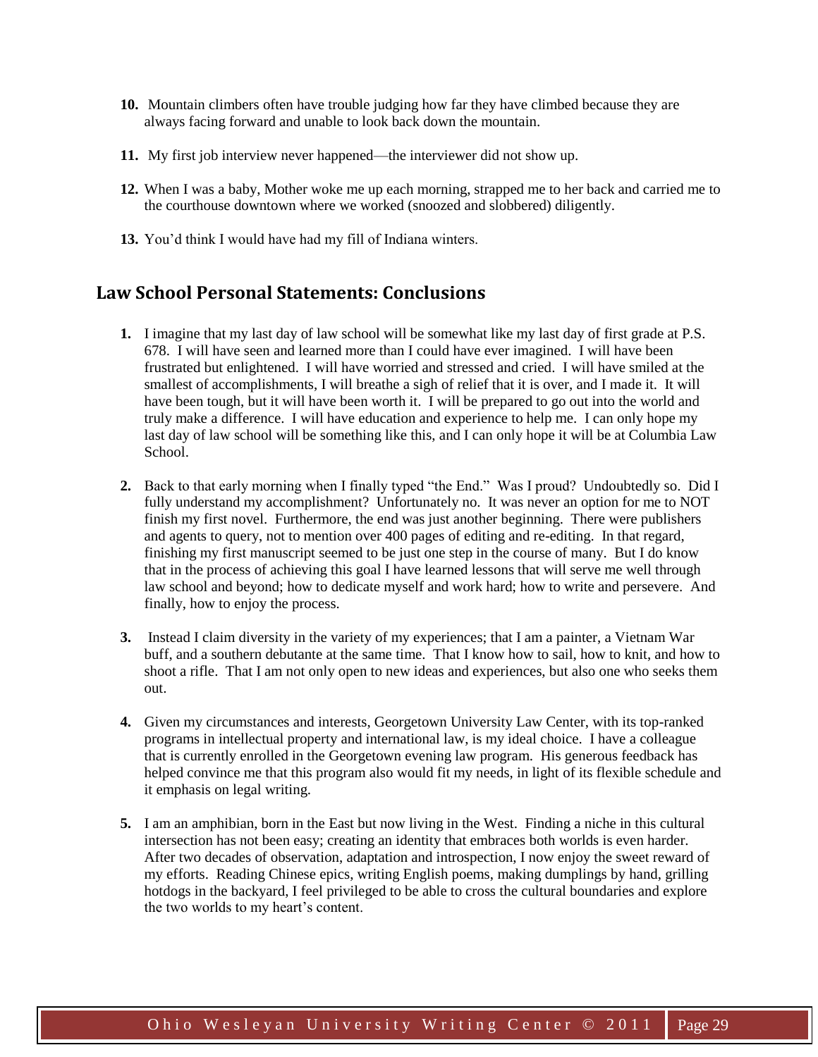10. Mountain climbers often have trouble judging how far they have climbed because they are always facing forward and unable to look back down the mountain.

11. My first job interview never happened—the interviewer did not show up.

12. When I was a baby, Mother woke me up each morning, strapped me to her back and carried me to the courthouse downtown where we worked (snoozed and slobbered) diligently.

13. You'd think I would have had my fill of Indiana winters.

## Law School Personal Statements: Conclusions

1. I imagine that my last day of law school will be somewhat like my last day of first grade at P.S. 678. I will have seen and learned more than I could have ever imagined. I will have been frustrated but enlightened. I will have worried and stressed and cried. I will have smiled at the smallest of accomplishments, I will breathe a sigh of relief that it is over, and I made it. It will have been tough, but it will have been worth it. I will be prepared to go out into the world and truly make a difference. I will have education and experience to help me. I can only hope my last day of law school will be something like this, and I can only hope it will be at Columbia Law School.

2. Back to that early morning when I finally typed "the End." Was I proud? Undoubtedly so. Did I fully understand my accomplishment? Unfortunately no. It was never an option for me to NOT finish my first novel. Furthermore, the end was just another beginning. There were publishers and agents to query, not to mention over 400 pages of editing and re-editing. In that regard, finishing my first manuscript seemed to be just one step in the course of many. But I do know that in the process of achieving this goal I have learned lessons that will serve me well through law school and beyond; how to dedicate myself and work hard; how to write and persevere. And finally, how to enjoy the process.

3. Instead I claim diversity in the variety of my experiences; that I am a painter, a Vietnam War buff, and a southern debutante at the same time. That I know how to sail, how to knit, and how to shoot a rifle. That I am not only open to new ideas and experiences, but also one who seeks them out.

4. Given my circumstances and interests, Georgetown University Law Center, with its top-ranked programs in intellectual property and international law, is my ideal choice. I have a colleague that is currently enrolled in the Georgetown evening law program. His generous feedback has helped convince me that this program also would fit my needs, in light of its flexible schedule and it emphasis on legal writing.

5. I am an amphibian, born in the East but now living in the West. Finding a niche in this cultural intersection has not been easy; creating an identity that embraces both worlds is even harder. After two decades of observation, adaptation and introspection, I now enjoy the sweet reward of my efforts. Reading Chinese epics, writing English poems, making dumplings by hand, grilling hotdogs in the backyard, I feel privileged to be able to cross the cultural boundaries and explore the two worlds to my heart's content.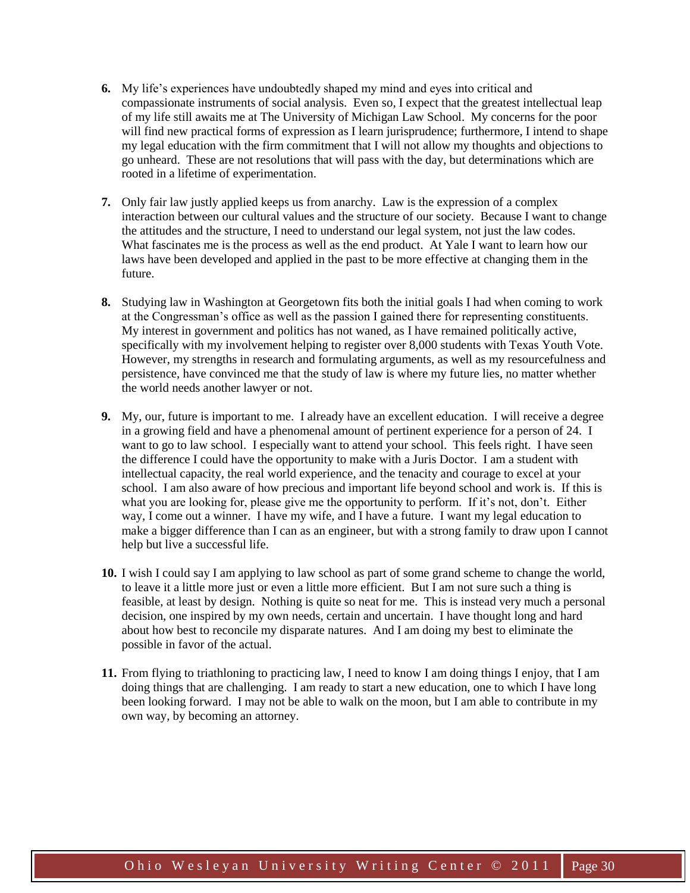6. My life's experiences have undoubtedly shaped my mind and eyes into critical and compassionate instruments of social analysis. Even so, I expect that the greatest intellectual leap of my life still awaits me at The University of Michigan Law School. My concerns for the poor will find new practical forms of expression as I learn jurisprudence; furthermore, I intend to shape my legal education with the firm commitment that I will not allow my thoughts and objections to go unheard. These are not resolutions that will pass with the day, but determinations which are rooted in a lifetime of experimentation.

7. Only fair law justly applied keeps us from anarchy. Law is the expression of a complex interaction between our cultural values and the structure of our society. Because I want to change the attitudes and the structure, I need to understand our legal system, not just the law codes. What fascinates me is the process as well as the end product. At Yale I want to learn how our laws have been developed and applied in the past to be more effective at changing them in the future.

8. Studying law in Washington at Georgetown fits both the initial goals I had when coming to work at the Congressman's office as well as the passion I gained there for representing constituents. My interest in government and politics has not waned, as I have remained politically active, specifically with my involvement helping to register over 8,000 students with Texas Youth Vote. However, my strengths in research and formulating arguments, as well as my resourcefulness and persistence, have convinced me that the study of law is where my future lies, no matter whether the world needs another lawyer or not.

9. My, our, future is important to me. I already have an excellent education. I will receive a degree in a growing field and have a phenomenal amount of pertinent experience for a person of 24. I want to go to law school. I especially want to attend your school. This feels right. I have seen the difference I could have the opportunity to make with a Juris Doctor. I am a student with intellectual capacity, the real world experience, and the tenacity and courage to excel at your school. I am also aware of how precious and important life beyond school and work is. If this is what you are looking for, please give me the opportunity to perform. If it's not, don't. Either way, I come out a winner. I have my wife, and I have a future. I want my legal education to make a bigger difference than I can as an engineer, but with a strong family to draw upon I cannot help but live a successful life.

10. I wish I could say I am applying to law school as part of some grand scheme to change the world, to leave it a little more just or even a little more efficient. But I am not sure such a thing is feasible, at least by design. Nothing is quite so neat for me. This is instead very much a personal decision, one inspired by my own needs, certain and uncertain. I have thought long and hard about how best to reconcile my disparate natures. And I am doing my best to eliminate the possible in favor of the actual.

11. From flying to triathloning to practicing law, I need to know I am doing things I enjoy, that I am doing things that are challenging. I am ready to start a new education, one to which I have long been looking forward. I may not be able to walk on the moon, but I am able to contribute in my own way, by becoming an attorney.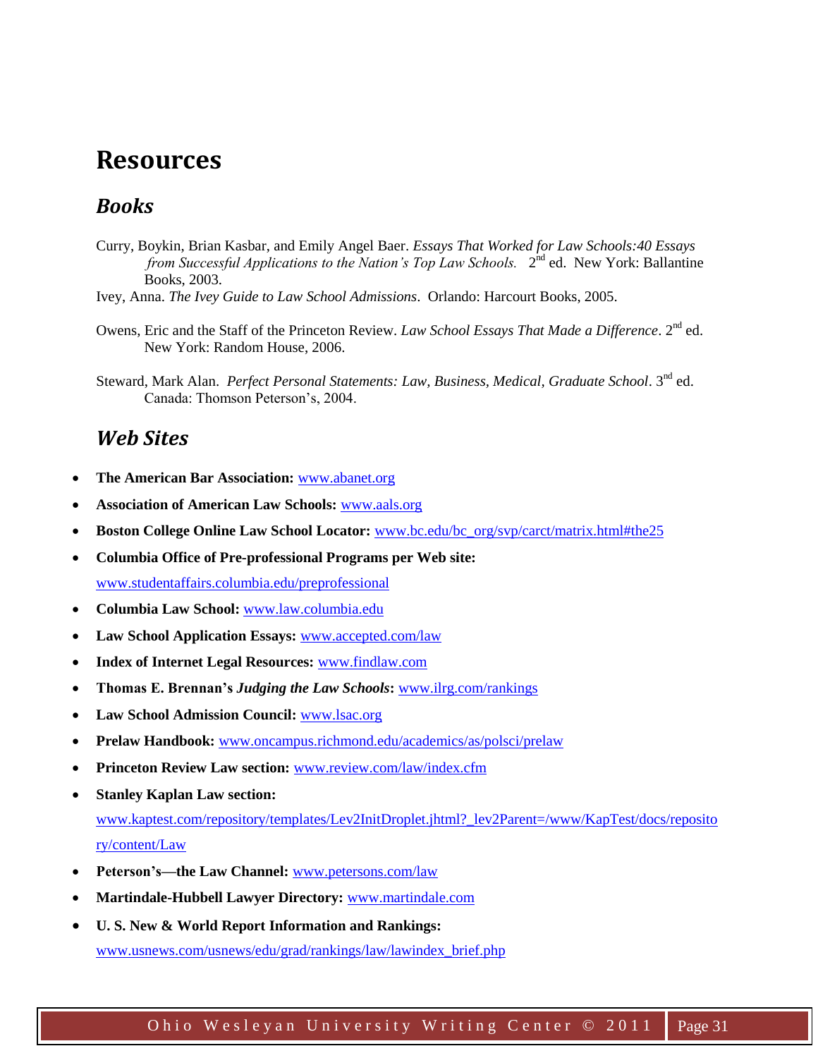# Resources

## *Books*

Curry, Boykin, Brian Kasbar, and Emily Angel Baer. *Essays That Worked for Law Schools:40 Essays from Successful Applications to the Nation's Top Law Schools.* 2nd ed. New York: Ballantine Books, 2003.

Ivey, Anna. *The Ivey Guide to Law School Admissions*. Orlando: Harcourt Books, 2005.

Owens, Eric and the Staff of the Princeton Review. *Law School Essays That Made a Difference*. 2nd ed. New York: Random House, 2006.

Steward, Mark Alan. *Perfect Personal Statements: Law, Business, Medical, Graduate School*. 3rd ed. Canada: Thomson Peterson's, 2004.

## *Web Sites*

- **The American Bar Association:** www.abanet.org
- **Association of American Law Schools:** www.aals.org
- **Boston College Online Law School Locator:** www.bc.edu/bc_org/svp/carct/matrix.html#the25
- **Columbia Office of Pre-professional Programs per Web site:** www.studentaffairs.columbia.edu/preprofessional
- **Columbia Law School:** www.law.columbia.edu
- **Law School Application Essays:** www.accepted.com/law
- **Index of Internet Legal Resources:** www.findlaw.com
- **Thomas E. Brennan's *Judging the Law Schools*:** www.ilrg.com/rankings
- **Law School Admission Council:** www.lsac.org
- **Prelaw Handbook:** www.oncampus.richmond.edu/academics/as/polsci/prelaw
- **Princeton Review Law section:** www.review.com/law/index.cfm
- **Stanley Kaplan Law section:** www.kaptest.com/repository/templates/Lev2InitDroplet.jhtml?_lev2Parent=/www/KapTest/docs/repository/content/Law
- **Peterson's—the Law Channel:** www.petersons.com/law
- **Martindale-Hubbell Lawyer Directory:** www.martindale.com
- **U. S. New & World Report Information and Rankings:** www.usnews.com/usnews/edu/grad/rankings/law/lawindex_brief.php